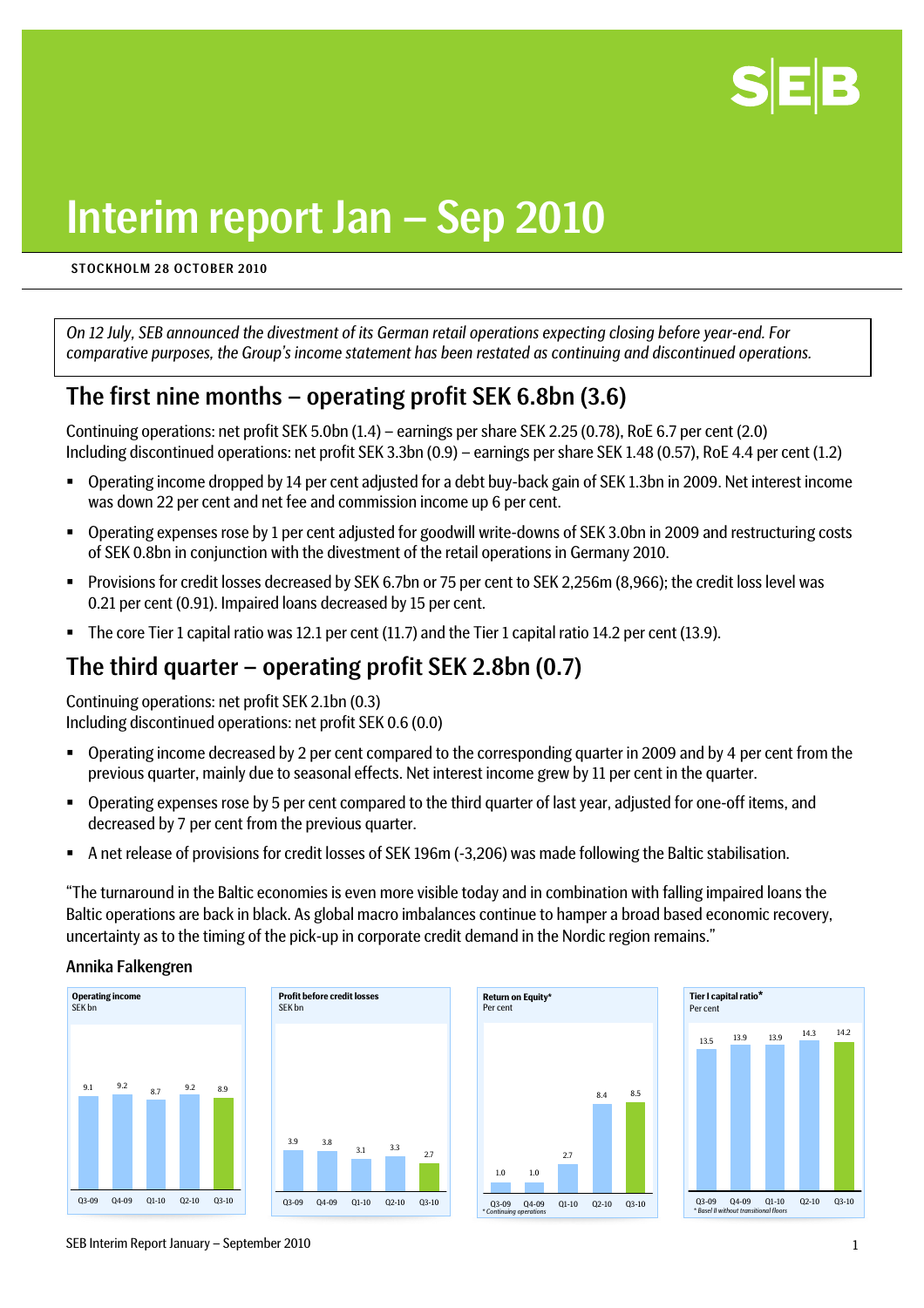# Interim report Jan – Sep 2010

**STOCKHOLM 28 OCTOBER 2010**

*On 12 July, SEB announced the divestment of its German retail operations expecting closing before year-end. For comparative purposes, the Group's income statement has been restated as continuing and discontinued operations.*

## The first nine months – operating profit SEK 6.8bn (3.6)

Continuing operations: net profit SEK 5.0bn (1.4) – earnings per share SEK 2.25 (0.78), RoE 6.7 per cent (2.0)
Including discontinued operations: net profit SEK 3.3bn (0.9) – earnings per share SEK 1.48 (0.57), RoE 4.4 per cent (1.2)

- Operating income dropped by 14 per cent adjusted for a debt buy-back gain of SEK 1.3bn in 2009. Net interest income was down 22 per cent and net fee and commission income up 6 per cent.
- Operating expenses rose by 1 per cent adjusted for goodwill write-downs of SEK 3.0bn in 2009 and restructuring costs of SEK 0.8bn in conjunction with the divestment of the retail operations in Germany 2010.
- Provisions for credit losses decreased by SEK 6.7bn or 75 per cent to SEK 2,256m (8,966); the credit loss level was 0.21 per cent (0.91). Impaired loans decreased by 15 per cent.
- The core Tier 1 capital ratio was 12.1 per cent (11.7) and the Tier 1 capital ratio 14.2 per cent (13.9).

## The third quarter – operating profit SEK 2.8bn (0.7)

Continuing operations: net profit SEK 2.1bn (0.3)
Including discontinued operations: net profit SEK 0.6 (0.0)

- Operating income decreased by 2 per cent compared to the corresponding quarter in 2009 and by 4 per cent from the previous quarter, mainly due to seasonal effects. Net interest income grew by 11 per cent in the quarter.
- Operating expenses rose by 5 per cent compared to the third quarter of last year, adjusted for one-off items, and decreased by 7 per cent from the previous quarter.
- A net release of provisions for credit losses of SEK 196m (-3,206) was made following the Baltic stabilisation.

"The turnaround in the Baltic economies is even more visible today and in combination with falling impaired loans the Baltic operations are back in black. As global macro imbalances continue to hamper a broad based economic recovery, uncertainty as to the timing of the pick-up in corporate credit demand in the Nordic region remains."

**Annika Falkengren**

**Operating income**
SEK bn

| Q3-09 | Q4-09 | Q1-10 | Q2-10 | Q3-10 |
|---|---|---|---|---|
| 9.1 | 9.2 | 8.7 | 9.2 | 8.9 |

**Profit before credit losses**
SEK bn

| Q3-09 | Q4-09 | Q1-10 | Q2-10 | Q3-10 |
|---|---|---|---|---|
| 3.9 | 3.8 | 3.1 | 3.3 | 2.7 |

**Return on Equity***
Per cent

| Q3-09 | Q4-09 | Q1-10 | Q2-10 | Q3-10 |
|---|---|---|---|---|
| 1.0 | 1.0 | 2.7 | 8.4 | 8.5 |

*\* Continuing operations*

**Tier I capital ratio***
Per cent

| Q3-09 | Q4-09 | Q1-10 | Q2-10 | Q3-10 |
|---|---|---|---|---|
| 13.5 | 13.9 | 13.9 | 14.3 | 14.2 |

*\* Basel II without transitional floors*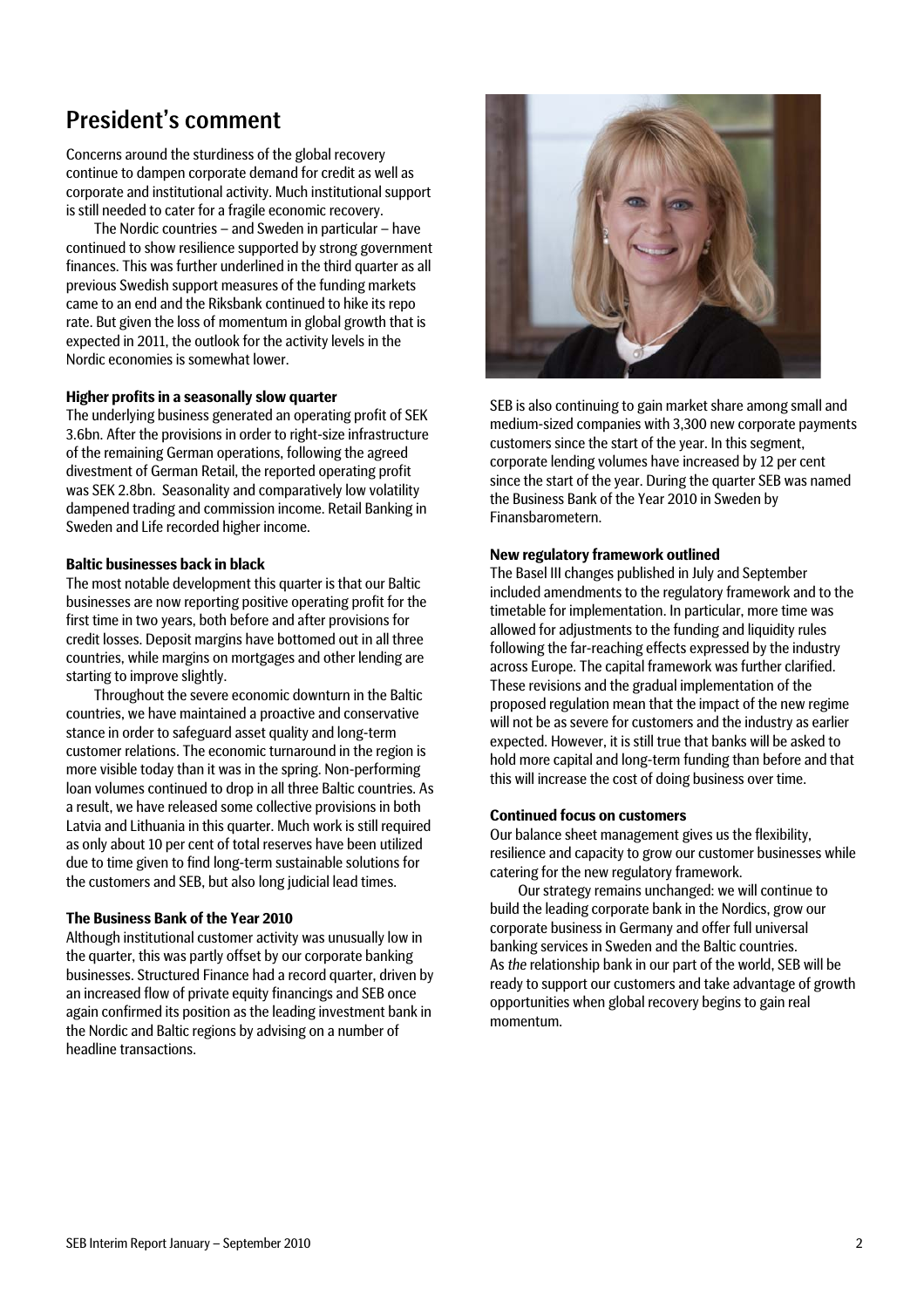# President's comment

Concerns around the sturdiness of the global recovery continue to dampen corporate demand for credit as well as corporate and institutional activity. Much institutional support is still needed to cater for a fragile economic recovery.

The Nordic countries – and Sweden in particular – have continued to show resilience supported by strong government finances. This was further underlined in the third quarter as all previous Swedish support measures of the funding markets came to an end and the Riksbank continued to hike its repo rate. But given the loss of momentum in global growth that is expected in 2011, the outlook for the activity levels in the Nordic economies is somewhat lower.

**Higher profits in a seasonally slow quarter**

The underlying business generated an operating profit of SEK 3.6bn. After the provisions in order to right-size infrastructure of the remaining German operations, following the agreed divestment of German Retail, the reported operating profit was SEK 2.8bn. Seasonality and comparatively low volatility dampened trading and commission income. Retail Banking in Sweden and Life recorded higher income.

**Baltic businesses back in black**

The most notable development this quarter is that our Baltic businesses are now reporting positive operating profit for the first time in two years, both before and after provisions for credit losses. Deposit margins have bottomed out in all three countries, while margins on mortgages and other lending are starting to improve slightly.

Throughout the severe economic downturn in the Baltic countries, we have maintained a proactive and conservative stance in order to safeguard asset quality and long-term customer relations. The economic turnaround in the region is more visible today than it was in the spring. Non-performing loan volumes continued to drop in all three Baltic countries. As a result, we have released some collective provisions in both Latvia and Lithuania in this quarter. Much work is still required as only about 10 per cent of total reserves have been utilized due to time given to find long-term sustainable solutions for the customers and SEB, but also long judicial lead times.

**The Business Bank of the Year 2010**

Although institutional customer activity was unusually low in the quarter, this was partly offset by our corporate banking businesses. Structured Finance had a record quarter, driven by an increased flow of private equity financings and SEB once again confirmed its position as the leading investment bank in the Nordic and Baltic regions by advising on a number of headline transactions.

SEB is also continuing to gain market share among small and medium-sized companies with 3,300 new corporate payments customers since the start of the year. In this segment, corporate lending volumes have increased by 12 per cent since the start of the year. During the quarter SEB was named the Business Bank of the Year 2010 in Sweden by Finansbarometern.

**New regulatory framework outlined**

The Basel III changes published in July and September included amendments to the regulatory framework and to the timetable for implementation. In particular, more time was allowed for adjustments to the funding and liquidity rules following the far-reaching effects expressed by the industry across Europe. The capital framework was further clarified. These revisions and the gradual implementation of the proposed regulation mean that the impact of the new regime will not be as severe for customers and the industry as earlier expected. However, it is still true that banks will be asked to hold more capital and long-term funding than before and that this will increase the cost of doing business over time.

**Continued focus on customers**

Our balance sheet management gives us the flexibility, resilience and capacity to grow our customer businesses while catering for the new regulatory framework.

Our strategy remains unchanged: we will continue to build the leading corporate bank in the Nordics, grow our corporate business in Germany and offer full universal banking services in Sweden and the Baltic countries. As *the* relationship bank in our part of the world, SEB will be ready to support our customers and take advantage of growth opportunities when global recovery begins to gain real momentum.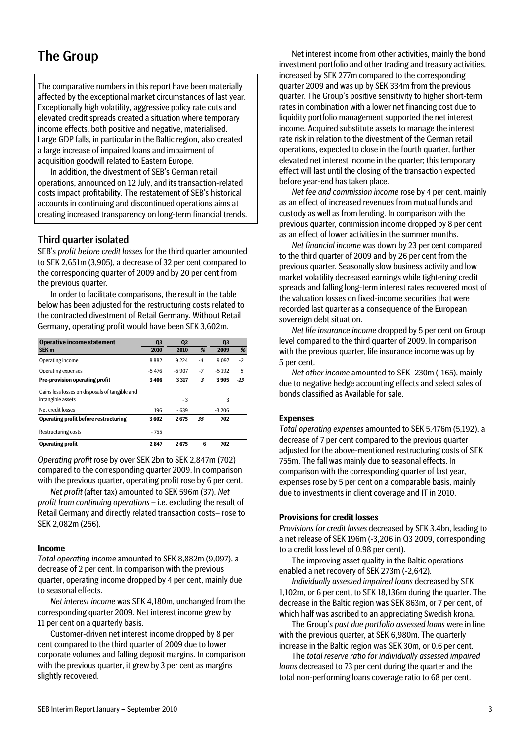# The Group

The comparative numbers in this report have been materially affected by the exceptional market circumstances of last year. Exceptionally high volatility, aggressive policy rate cuts and elevated credit spreads created a situation where temporary income effects, both positive and negative, materialised. Large GDP falls, in particular in the Baltic region, also created a large increase of impaired loans and impairment of acquisition goodwill related to Eastern Europe.

In addition, the divestment of SEB's German retail operations, announced on 12 July, and its transaction-related costs impact profitability. The restatement of SEB's historical accounts in continuing and discontinued operations aims at creating increased transparency on long-term financial trends.

## Third quarter isolated

SEB's *profit before credit losses* for the third quarter amounted to SEK 2,651m (3,905), a decrease of 32 per cent compared to the corresponding quarter of 2009 and by 20 per cent from the previous quarter.

In order to facilitate comparisons, the result in the table below has been adjusted for the restructuring costs related to the contracted divestment of Retail Germany. Without Retail Germany, operating profit would have been SEK 3,602m.

| Operative income statement<br>SEK m | Q3<br>2010 | Q2<br>2010 | % | Q3<br>2009 | % |
|---|---|---|---|---|---|
| Operating income | 8 882 | 9 224 | -4 | 9 097 | -2 |
| Operating expenses | -5 476 | -5 907 | -7 | -5 192 | 5 |
| **Pre-provision operating profit** | **3 406** | **3 317** | *3* | **3 905** | *-13* |
| Gains less losses on disposals of tangible and intangible assets | | - 3 | | 3 | |
| Net credit losses | 196 | - 639 | | -3 206 | |
| **Operating profit before restructuring** | **3 602** | **2 675** | *35* | **702** | |
| Restructuring costs | - 755 | | | | |
| **Operating profit** | **2 847** | **2 675** | **6** | **702** | |

*Operating profit* rose by over SEK 2bn to SEK 2,847m (702) compared to the corresponding quarter 2009. In comparison with the previous quarter, operating profit rose by 6 per cent.

*Net profit* (after tax) amounted to SEK 596m (37). *Net profit from continuing operations* – i.e. excluding the result of Retail Germany and directly related transaction costs– rose to SEK 2,082m (256).

### Income

*Total operating income* amounted to SEK 8,882m (9,097), a decrease of 2 per cent. In comparison with the previous quarter, operating income dropped by 4 per cent, mainly due to seasonal effects.

*Net interest income* was SEK 4,180m, unchanged from the corresponding quarter 2009. Net interest income grew by 11 per cent on a quarterly basis.

Customer-driven net interest income dropped by 8 per cent compared to the third quarter of 2009 due to lower corporate volumes and falling deposit margins. In comparison with the previous quarter, it grew by 3 per cent as margins slightly recovered.

Net interest income from other activities, mainly the bond investment portfolio and other trading and treasury activities, increased by SEK 277m compared to the corresponding quarter 2009 and was up by SEK 334m from the previous quarter. The Group's positive sensitivity to higher short-term rates in combination with a lower net financing cost due to liquidity portfolio management supported the net interest income. Acquired substitute assets to manage the interest rate risk in relation to the divestment of the German retail operations, expected to close in the fourth quarter, further elevated net interest income in the quarter; this temporary effect will last until the closing of the transaction expected before year-end has taken place.

*Net fee and commission income* rose by 4 per cent, mainly as an effect of increased revenues from mutual funds and custody as well as from lending. In comparison with the previous quarter, commission income dropped by 8 per cent as an effect of lower activities in the summer months.

*Net financial income* was down by 23 per cent compared to the third quarter of 2009 and by 26 per cent from the previous quarter. Seasonally slow business activity and low market volatility decreased earnings while tightening credit spreads and falling long-term interest rates recovered most of the valuation losses on fixed-income securities that were recorded last quarter as a consequence of the European sovereign debt situation.

*Net life insurance income* dropped by 5 per cent on Group level compared to the third quarter of 2009. In comparison with the previous quarter, life insurance income was up by 5 per cent.

*Net other income* amounted to SEK -230m (-165), mainly due to negative hedge accounting effects and select sales of bonds classified as Available for sale.

### Expenses

*Total operating expenses* amounted to SEK 5,476m (5,192), a decrease of 7 per cent compared to the previous quarter adjusted for the above-mentioned restructuring costs of SEK 755m. The fall was mainly due to seasonal effects. In comparison with the corresponding quarter of last year, expenses rose by 5 per cent on a comparable basis, mainly due to investments in client coverage and IT in 2010.

### Provisions for credit losses

*Provisions for credit losses* decreased by SEK 3.4bn, leading to a net release of SEK 196m (-3,206 in Q3 2009, corresponding to a credit loss level of 0.98 per cent).

The improving asset quality in the Baltic operations enabled a net recovery of SEK 273m (-2,642).

*Individually assessed impaired loans* decreased by SEK 1,102m, or 6 per cent, to SEK 18,136m during the quarter. The decrease in the Baltic region was SEK 863m, or 7 per cent, of which half was ascribed to an appreciating Swedish krona.

The Group's *past due portfolio assessed loans* were in line with the previous quarter, at SEK 6,980m. The quarterly increase in the Baltic region was SEK 30m, or 0.6 per cent.

The *total reserve ratio for individually assessed impaired loans* decreased to 73 per cent during the quarter and the total non-performing loans coverage ratio to 68 per cent.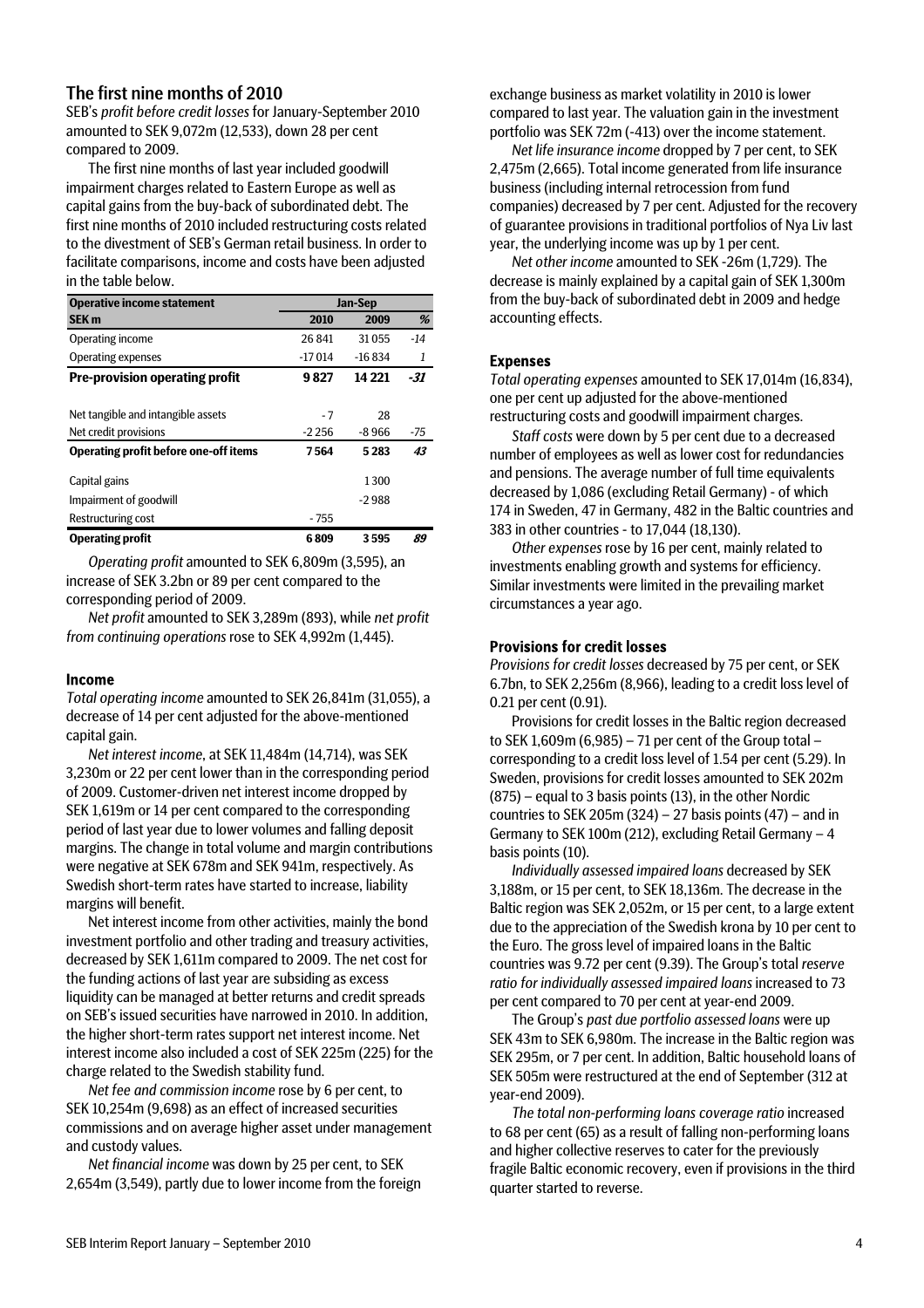## The first nine months of 2010

SEB's *profit before credit losses* for January-September 2010 amounted to SEK 9,072m (12,533), down 28 per cent compared to 2009.

The first nine months of last year included goodwill impairment charges related to Eastern Europe as well as capital gains from the buy-back of subordinated debt. The first nine months of 2010 included restructuring costs related to the divestment of SEB's German retail business. In order to facilitate comparisons, income and costs have been adjusted in the table below.

| Operative income statement | Jan-Sep | | |
|---|---|---|---|
| **SEK m** | **2010** | **2009** | **%** |
| Operating income | 26 841 | 31 055 | -14 |
| Operating expenses | -17 014 | -16 834 | 1 |
| **Pre-provision operating profit** | **9 827** | **14 221** | ***-31*** |
| Net tangible and intangible assets | - 7 | 28 | |
| Net credit provisions | -2 256 | -8 966 | -75 |
| **Operating profit before one-off items** | **7 564** | **5 283** | ***43*** |
| Capital gains | | 1 300 | |
| Impairment of goodwill | | -2 988 | |
| Restructuring cost | - 755 | | |
| **Operating profit** | **6 809** | **3 595** | ***89*** |

*Operating profit* amounted to SEK 6,809m (3,595), an increase of SEK 3.2bn or 89 per cent compared to the corresponding period of 2009.

*Net profit* amounted to SEK 3,289m (893), while *net profit from continuing operations* rose to SEK 4,992m (1,445).

### Income

*Total operating income* amounted to SEK 26,841m (31,055), a decrease of 14 per cent adjusted for the above-mentioned capital gain.

*Net interest income*, at SEK 11,484m (14,714), was SEK 3,230m or 22 per cent lower than in the corresponding period of 2009. Customer-driven net interest income dropped by SEK 1,619m or 14 per cent compared to the corresponding period of last year due to lower volumes and falling deposit margins. The change in total volume and margin contributions were negative at SEK 678m and SEK 941m, respectively. As Swedish short-term rates have started to increase, liability margins will benefit.

Net interest income from other activities, mainly the bond investment portfolio and other trading and treasury activities, decreased by SEK 1,611m compared to 2009. The net cost for the funding actions of last year are subsiding as excess liquidity can be managed at better returns and credit spreads on SEB's issued securities have narrowed in 2010. In addition, the higher short-term rates support net interest income. Net interest income also included a cost of SEK 225m (225) for the charge related to the Swedish stability fund.

*Net fee and commission income* rose by 6 per cent, to SEK 10,254m (9,698) as an effect of increased securities commissions and on average higher asset under management and custody values.

*Net financial income* was down by 25 per cent, to SEK 2,654m (3,549), partly due to lower income from the foreign exchange business as market volatility in 2010 is lower compared to last year. The valuation gain in the investment portfolio was SEK 72m (-413) over the income statement.

*Net life insurance income* dropped by 7 per cent, to SEK 2,475m (2,665). Total income generated from life insurance business (including internal retrocession from fund companies) decreased by 7 per cent. Adjusted for the recovery of guarantee provisions in traditional portfolios of Nya Liv last year, the underlying income was up by 1 per cent.

*Net other income* amounted to SEK -26m (1,729). The decrease is mainly explained by a capital gain of SEK 1,300m from the buy-back of subordinated debt in 2009 and hedge accounting effects.

### Expenses

*Total operating expenses* amounted to SEK 17,014m (16,834), one per cent up adjusted for the above-mentioned restructuring costs and goodwill impairment charges.

*Staff costs* were down by 5 per cent due to a decreased number of employees as well as lower cost for redundancies and pensions. The average number of full time equivalents decreased by 1,086 (excluding Retail Germany) - of which 174 in Sweden, 47 in Germany, 482 in the Baltic countries and 383 in other countries - to 17,044 (18,130).

*Other expenses* rose by 16 per cent, mainly related to investments enabling growth and systems for efficiency. Similar investments were limited in the prevailing market circumstances a year ago.

### Provisions for credit losses

*Provisions for credit losses* decreased by 75 per cent, or SEK 6.7bn, to SEK 2,256m (8,966), leading to a credit loss level of 0.21 per cent (0.91).

Provisions for credit losses in the Baltic region decreased to SEK 1,609m (6,985) – 71 per cent of the Group total – corresponding to a credit loss level of 1.54 per cent (5.29). In Sweden, provisions for credit losses amounted to SEK 202m (875) – equal to 3 basis points (13), in the other Nordic countries to SEK 205m (324) – 27 basis points (47) – and in Germany to SEK 100m (212), excluding Retail Germany – 4 basis points (10).

*Individually assessed impaired loans* decreased by SEK 3,188m, or 15 per cent, to SEK 18,136m. The decrease in the Baltic region was SEK 2,052m, or 15 per cent, to a large extent due to the appreciation of the Swedish krona by 10 per cent to the Euro. The gross level of impaired loans in the Baltic countries was 9.72 per cent (9.39). The Group's total *reserve ratio for individually assessed impaired loans* increased to 73 per cent compared to 70 per cent at year-end 2009.

The Group's *past due portfolio assessed loans* were up SEK 43m to SEK 6,980m. The increase in the Baltic region was SEK 295m, or 7 per cent. In addition, Baltic household loans of SEK 505m were restructured at the end of September (312 at year-end 2009).

*The total non-performing loans coverage ratio* increased to 68 per cent (65) as a result of falling non-performing loans and higher collective reserves to cater for the previously fragile Baltic economic recovery, even if provisions in the third quarter started to reverse.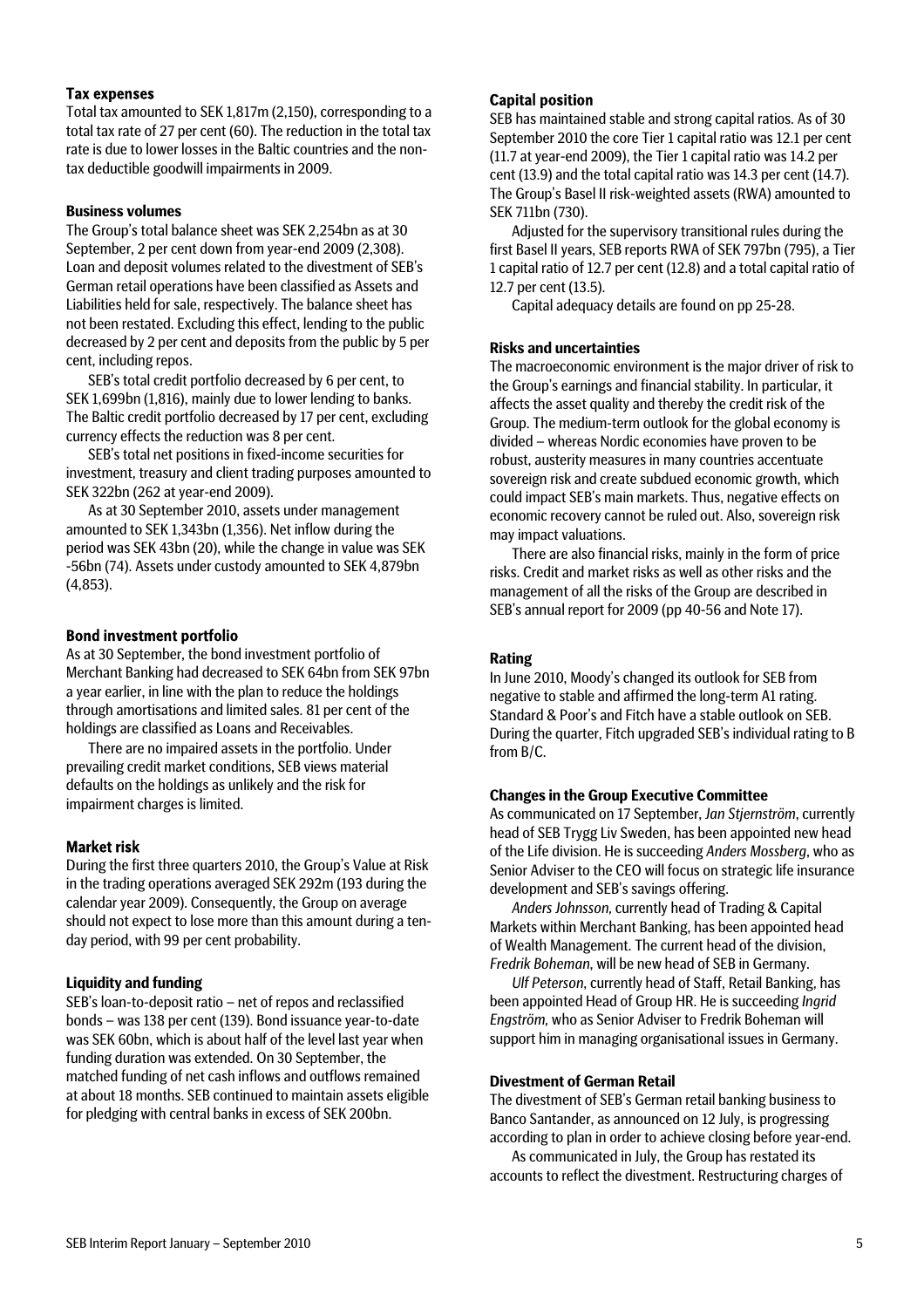### Tax expenses

Total tax amounted to SEK 1,817m (2,150), corresponding to a total tax rate of 27 per cent (60). The reduction in the total tax rate is due to lower losses in the Baltic countries and the non-tax deductible goodwill impairments in 2009.

### Business volumes

The Group's total balance sheet was SEK 2,254bn as at 30 September, 2 per cent down from year-end 2009 (2,308). Loan and deposit volumes related to the divestment of SEB's German retail operations have been classified as Assets and Liabilities held for sale, respectively. The balance sheet has not been restated. Excluding this effect, lending to the public decreased by 2 per cent and deposits from the public by 5 per cent, including repos.

SEB's total credit portfolio decreased by 6 per cent, to SEK 1,699bn (1,816), mainly due to lower lending to banks. The Baltic credit portfolio decreased by 17 per cent, excluding currency effects the reduction was 8 per cent.

SEB's total net positions in fixed-income securities for investment, treasury and client trading purposes amounted to SEK 322bn (262 at year-end 2009).

As at 30 September 2010, assets under management amounted to SEK 1,343bn (1,356). Net inflow during the period was SEK 43bn (20), while the change in value was SEK -56bn (74). Assets under custody amounted to SEK 4,879bn (4,853).

### Bond investment portfolio

As at 30 September, the bond investment portfolio of Merchant Banking had decreased to SEK 64bn from SEK 97bn a year earlier, in line with the plan to reduce the holdings through amortisations and limited sales. 81 per cent of the holdings are classified as Loans and Receivables.

There are no impaired assets in the portfolio. Under prevailing credit market conditions, SEB views material defaults on the holdings as unlikely and the risk for impairment charges is limited.

### Market risk

During the first three quarters 2010, the Group's Value at Risk in the trading operations averaged SEK 292m (193 during the calendar year 2009). Consequently, the Group on average should not expect to lose more than this amount during a ten-day period, with 99 per cent probability.

### Liquidity and funding

SEB's loan-to-deposit ratio – net of repos and reclassified bonds – was 138 per cent (139). Bond issuance year-to-date was SEK 60bn, which is about half of the level last year when funding duration was extended. On 30 September, the matched funding of net cash inflows and outflows remained at about 18 months. SEB continued to maintain assets eligible for pledging with central banks in excess of SEK 200bn.

### Capital position

SEB has maintained stable and strong capital ratios. As of 30 September 2010 the core Tier 1 capital ratio was 12.1 per cent (11.7 at year-end 2009), the Tier 1 capital ratio was 14.2 per cent (13.9) and the total capital ratio was 14.3 per cent (14.7). The Group's Basel II risk-weighted assets (RWA) amounted to SEK 711bn (730).

Adjusted for the supervisory transitional rules during the first Basel II years, SEB reports RWA of SEK 797bn (795), a Tier 1 capital ratio of 12.7 per cent (12.8) and a total capital ratio of 12.7 per cent (13.5).

Capital adequacy details are found on pp 25-28.

### Risks and uncertainties

The macroeconomic environment is the major driver of risk to the Group's earnings and financial stability. In particular, it affects the asset quality and thereby the credit risk of the Group. The medium-term outlook for the global economy is divided – whereas Nordic economies have proven to be robust, austerity measures in many countries accentuate sovereign risk and create subdued economic growth, which could impact SEB's main markets. Thus, negative effects on economic recovery cannot be ruled out. Also, sovereign risk may impact valuations.

There are also financial risks, mainly in the form of price risks. Credit and market risks as well as other risks and the management of all the risks of the Group are described in SEB's annual report for 2009 (pp 40-56 and Note 17).

### Rating

In June 2010, Moody's changed its outlook for SEB from negative to stable and affirmed the long-term A1 rating. Standard & Poor's and Fitch have a stable outlook on SEB. During the quarter, Fitch upgraded SEB's individual rating to B from B/C.

### Changes in the Group Executive Committee

As communicated on 17 September, *Jan Stjernström*, currently head of SEB Trygg Liv Sweden, has been appointed new head of the Life division. He is succeeding *Anders Mossberg*, who as Senior Adviser to the CEO will focus on strategic life insurance development and SEB's savings offering.

*Anders Johnsson,* currently head of Trading & Capital Markets within Merchant Banking, has been appointed head of Wealth Management. The current head of the division, *Fredrik Boheman*, will be new head of SEB in Germany.

*Ulf Peterson*, currently head of Staff, Retail Banking, has been appointed Head of Group HR. He is succeeding *Ingrid Engström,* who as Senior Adviser to Fredrik Boheman will support him in managing organisational issues in Germany.

### Divestment of German Retail

The divestment of SEB's German retail banking business to Banco Santander, as announced on 12 July, is progressing according to plan in order to achieve closing before year-end.

As communicated in July, the Group has restated its accounts to reflect the divestment. Restructuring charges of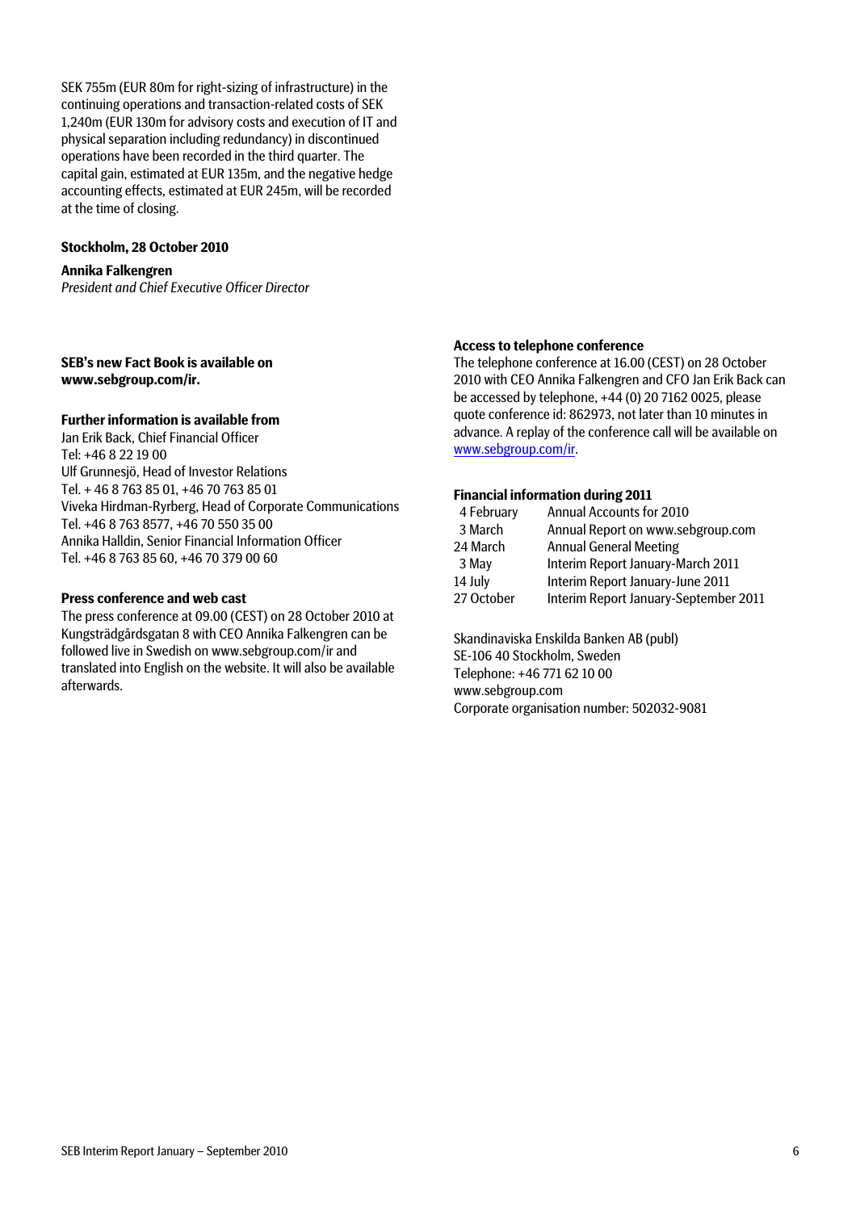SEK 755m (EUR 80m for right-sizing of infrastructure) in the continuing operations and transaction-related costs of SEK 1,240m (EUR 130m for advisory costs and execution of IT and physical separation including redundancy) in discontinued operations have been recorded in the third quarter. The capital gain, estimated at EUR 135m, and the negative hedge accounting effects, estimated at EUR 245m, will be recorded at the time of closing.

**Stockholm, 28 October 2010**

**Annika Falkengren**
*President and Chief Executive Officer Director*

**SEB's new Fact Book is available on www.sebgroup.com/ir.**

**Further information is available from**
Jan Erik Back, Chief Financial Officer
Tel: +46 8 22 19 00
Ulf Grunnesjö, Head of Investor Relations
Tel. + 46 8 763 85 01, +46 70 763 85 01
Viveka Hirdman-Ryrberg, Head of Corporate Communications
Tel. +46 8 763 8577, +46 70 550 35 00
Annika Halldin, Senior Financial Information Officer
Tel. +46 8 763 85 60, +46 70 379 00 60

**Press conference and web cast**
The press conference at 09.00 (CEST) on 28 October 2010 at Kungsträdgårdsgatan 8 with CEO Annika Falkengren can be followed live in Swedish on www.sebgroup.com/ir and translated into English on the website. It will also be available afterwards.

**Access to telephone conference**
The telephone conference at 16.00 (CEST) on 28 October 2010 with CEO Annika Falkengren and CFO Jan Erik Back can be accessed by telephone, +44 (0) 20 7162 0025, please quote conference id: 862973, not later than 10 minutes in advance. A replay of the conference call will be available on www.sebgroup.com/ir.

**Financial information during 2011**

| | |
|---|---|
| 4 February | Annual Accounts for 2010 |
| 3 March | Annual Report on www.sebgroup.com |
| 24 March | Annual General Meeting |
| 3 May | Interim Report January-March 2011 |
| 14 July | Interim Report January-June 2011 |
| 27 October | Interim Report January-September 2011 |

Skandinaviska Enskilda Banken AB (publ)
SE-106 40 Stockholm, Sweden
Telephone: +46 771 62 10 00
www.sebgroup.com
Corporate organisation number: 502032-9081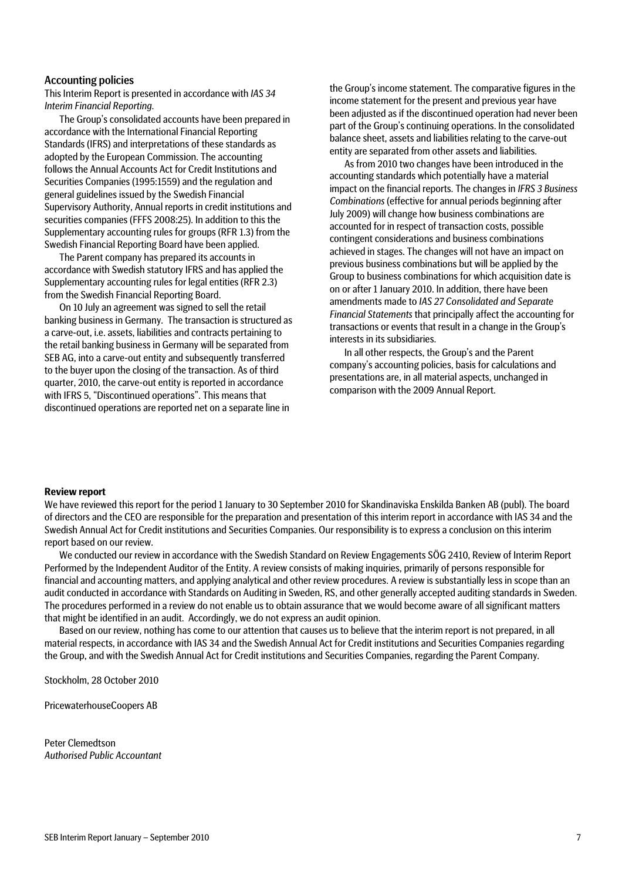## Accounting policies

This Interim Report is presented in accordance with *IAS 34 Interim Financial Reporting*.

The Group's consolidated accounts have been prepared in accordance with the International Financial Reporting Standards (IFRS) and interpretations of these standards as adopted by the European Commission. The accounting follows the Annual Accounts Act for Credit Institutions and Securities Companies (1995:1559) and the regulation and general guidelines issued by the Swedish Financial Supervisory Authority, Annual reports in credit institutions and securities companies (FFFS 2008:25). In addition to this the Supplementary accounting rules for groups (RFR 1.3) from the Swedish Financial Reporting Board have been applied.

The Parent company has prepared its accounts in accordance with Swedish statutory IFRS and has applied the Supplementary accounting rules for legal entities (RFR 2.3) from the Swedish Financial Reporting Board.

On 10 July an agreement was signed to sell the retail banking business in Germany. The transaction is structured as a carve-out, i.e. assets, liabilities and contracts pertaining to the retail banking business in Germany will be separated from SEB AG, into a carve-out entity and subsequently transferred to the buyer upon the closing of the transaction. As of third quarter, 2010, the carve-out entity is reported in accordance with IFRS 5, "Discontinued operations". This means that discontinued operations are reported net on a separate line in the Group's income statement. The comparative figures in the income statement for the present and previous year have been adjusted as if the discontinued operation had never been part of the Group's continuing operations. In the consolidated balance sheet, assets and liabilities relating to the carve-out entity are separated from other assets and liabilities.

As from 2010 two changes have been introduced in the accounting standards which potentially have a material impact on the financial reports. The changes in *IFRS 3 Business Combinations* (effective for annual periods beginning after July 2009) will change how business combinations are accounted for in respect of transaction costs, possible contingent considerations and business combinations achieved in stages. The changes will not have an impact on previous business combinations but will be applied by the Group to business combinations for which acquisition date is on or after 1 January 2010. In addition, there have been amendments made to *IAS 27 Consolidated and Separate Financial Statements* that principally affect the accounting for transactions or events that result in a change in the Group's interests in its subsidiaries.

In all other respects, the Group's and the Parent company's accounting policies, basis for calculations and presentations are, in all material aspects, unchanged in comparison with the 2009 Annual Report.

**Review report**

We have reviewed this report for the period 1 January to 30 September 2010 for Skandinaviska Enskilda Banken AB (publ). The board of directors and the CEO are responsible for the preparation and presentation of this interim report in accordance with IAS 34 and the Swedish Annual Act for Credit institutions and Securities Companies. Our responsibility is to express a conclusion on this interim report based on our review.

We conducted our review in accordance with the Swedish Standard on Review Engagements SÖG 2410, Review of Interim Report Performed by the Independent Auditor of the Entity. A review consists of making inquiries, primarily of persons responsible for financial and accounting matters, and applying analytical and other review procedures. A review is substantially less in scope than an audit conducted in accordance with Standards on Auditing in Sweden, RS, and other generally accepted auditing standards in Sweden. The procedures performed in a review do not enable us to obtain assurance that we would become aware of all significant matters that might be identified in an audit. Accordingly, we do not express an audit opinion.

Based on our review, nothing has come to our attention that causes us to believe that the interim report is not prepared, in all material respects, in accordance with IAS 34 and the Swedish Annual Act for Credit institutions and Securities Companies regarding the Group, and with the Swedish Annual Act for Credit institutions and Securities Companies, regarding the Parent Company.

Stockholm, 28 October 2010

PricewaterhouseCoopers AB

Peter Clemedtson
*Authorised Public Accountant*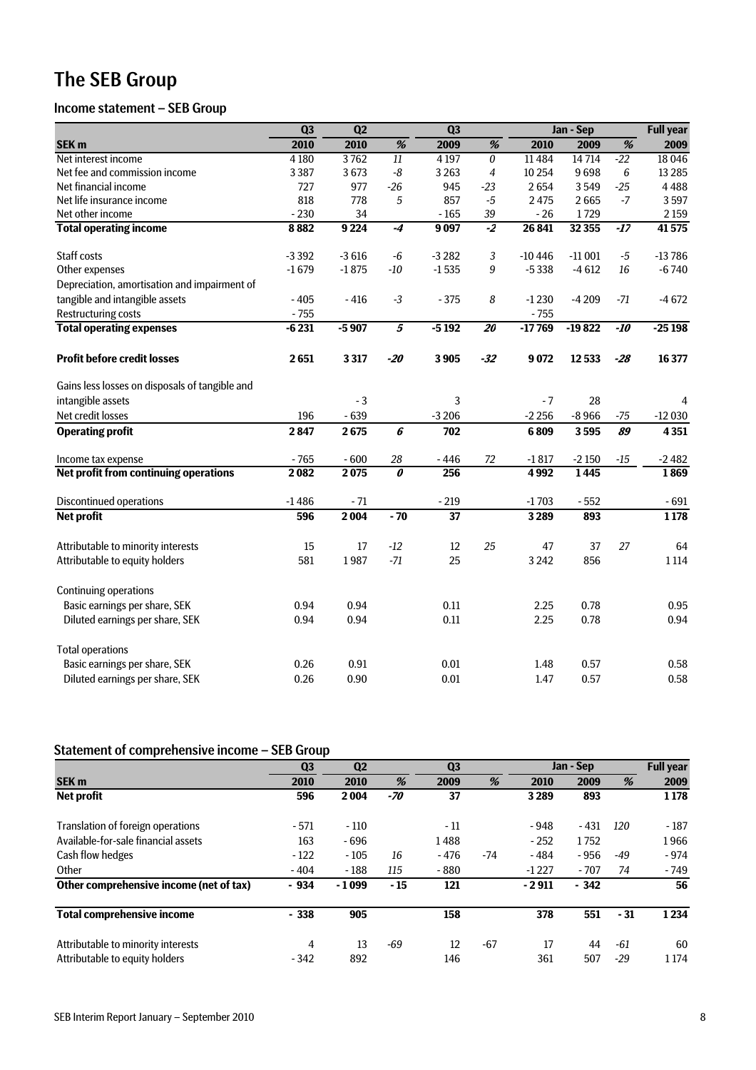# The SEB Group

## Income statement – SEB Group

| | Q3 | Q2 | | Q3 | | Jan - Sep | | | Full year |
|---|---|---|---|---|---|---|---|---|---|
| SEK m | 2010 | 2010 | % | 2009 | % | 2010 | 2009 | % | 2009 |
| Net interest income | 4 180 | 3 762 | 11 | 4 197 | 0 | 11 484 | 14 714 | -22 | 18 046 |
| Net fee and commission income | 3 387 | 3 673 | -8 | 3 263 | 4 | 10 254 | 9 698 | 6 | 13 285 |
| Net financial income | 727 | 977 | -26 | 945 | -23 | 2 654 | 3 549 | -25 | 4 488 |
| Net life insurance income | 818 | 778 | 5 | 857 | -5 | 2 475 | 2 665 | -7 | 3 597 |
| Net other income | - 230 | 34 | | - 165 | 39 | - 26 | 1 729 | | 2 159 |
| **Total operating income** | **8 882** | **9 224** | ***-4*** | **9 097** | ***-2*** | **26 841** | **32 355** | ***-17*** | **41 575** |
| | | | | | | | | | |
| Staff costs | -3 392 | -3 616 | -6 | -3 282 | 3 | -10 446 | -11 001 | -5 | -13 786 |
| Other expenses | -1 679 | -1 875 | -10 | -1 535 | 9 | -5 338 | -4 612 | 16 | -6 740 |
| Depreciation, amortisation and impairment of tangible and intangible assets | - 405 | - 416 | -3 | - 375 | 8 | -1 230 | -4 209 | -71 | -4 672 |
| Restructuring costs | - 755 | | | | | - 755 | | | |
| **Total operating expenses** | **-6 231** | **-5 907** | ***5*** | **-5 192** | ***20*** | **-17 769** | **-19 822** | ***-10*** | **-25 198** |
| | | | | | | | | | |
| **Profit before credit losses** | **2 651** | **3 317** | ***-20*** | **3 905** | ***-32*** | **9 072** | **12 533** | ***-28*** | **16 377** |
| | | | | | | | | | |
| Gains less losses on disposals of tangible and intangible assets | | - 3 | | 3 | | - 7 | 28 | | 4 |
| Net credit losses | 196 | - 639 | | -3 206 | | -2 256 | -8 966 | -75 | -12 030 |
| **Operating profit** | **2 847** | **2 675** | ***6*** | **702** | | **6 809** | **3 595** | ***89*** | **4 351** |
| | | | | | | | | | |
| Income tax expense | - 765 | - 600 | 28 | - 446 | 72 | -1 817 | -2 150 | -15 | -2 482 |
| **Net profit from continuing operations** | **2 082** | **2 075** | ***0*** | **256** | | **4 992** | **1 445** | | **1 869** |
| | | | | | | | | | |
| Discontinued operations | -1 486 | - 71 | | - 219 | | -1 703 | - 552 | | - 691 |
| **Net profit** | **596** | **2 004** | **- 70** | **37** | | **3 289** | **893** | | **1 178** |
| | | | | | | | | | |
| Attributable to minority interests | 15 | 17 | -12 | 12 | 25 | 47 | 37 | 27 | 64 |
| Attributable to equity holders | 581 | 1 987 | -71 | 25 | | 3 242 | 856 | | 1 114 |
| | | | | | | | | | |
| Continuing operations | | | | | | | | | |
| Basic earnings per share, SEK | 0.94 | 0.94 | | 0.11 | | 2.25 | 0.78 | | 0.95 |
| Diluted earnings per share, SEK | 0.94 | 0.94 | | 0.11 | | 2.25 | 0.78 | | 0.94 |
| | | | | | | | | | |
| Total operations | | | | | | | | | |
| Basic earnings per share, SEK | 0.26 | 0.91 | | 0.01 | | 1.48 | 0.57 | | 0.58 |
| Diluted earnings per share, SEK | 0.26 | 0.90 | | 0.01 | | 1.47 | 0.57 | | 0.58 |

## Statement of comprehensive income – SEB Group

| | Q3 | Q2 | | Q3 | | Jan - Sep | | | Full year |
|---|---|---|---|---|---|---|---|---|---|
| SEK m | 2010 | 2010 | % | 2009 | % | 2010 | 2009 | % | 2009 |
| **Net profit** | **596** | **2 004** | ***-70*** | **37** | | **3 289** | **893** | | **1 178** |
| | | | | | | | | | |
| Translation of foreign operations | - 571 | - 110 | | - 11 | | - 948 | - 431 | 120 | - 187 |
| Available-for-sale financial assets | 163 | - 696 | | 1 488 | | - 252 | 1 752 | | 1 966 |
| Cash flow hedges | - 122 | - 105 | 16 | - 476 | -74 | - 484 | - 956 | -49 | - 974 |
| Other | - 404 | - 188 | 115 | - 880 | | -1 227 | - 707 | 74 | - 749 |
| **Other comprehensive income (net of tax)** | **- 934** | **-1 099** | **- 15** | **121** | | **-2 911** | **- 342** | | **56** |
| | | | | | | | | | |
| **Total comprehensive income** | **- 338** | **905** | | **158** | | **378** | **551** | **- 31** | **1 234** |
| | | | | | | | | | |
| Attributable to minority interests | 4 | 13 | -69 | 12 | -67 | 17 | 44 | -61 | 60 |
| Attributable to equity holders | - 342 | 892 | | 146 | | 361 | 507 | -29 | 1 174 |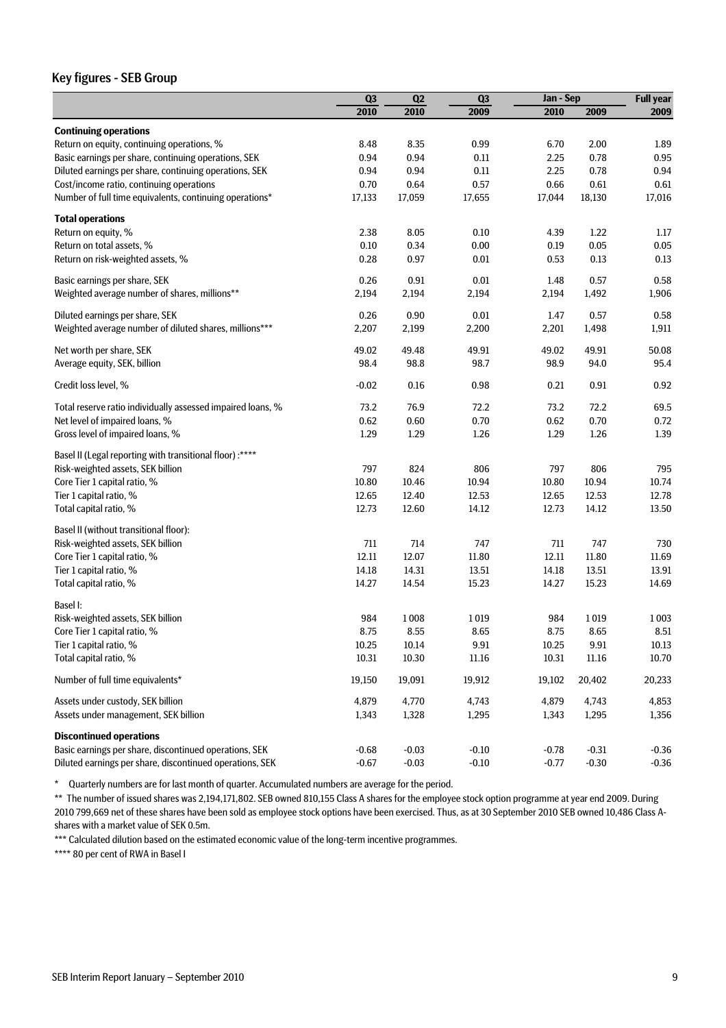## Key figures - SEB Group

| | Q3 2010 | Q2 2010 | Q3 2009 | Jan - Sep 2010 | Jan - Sep 2009 | Full year 2009 |
|---|---|---|---|---|---|---|
| **Continuing operations** | | | | | | |
| Return on equity, continuing operations, % | 8.48 | 8.35 | 0.99 | 6.70 | 2.00 | 1.89 |
| Basic earnings per share, continuing operations, SEK | 0.94 | 0.94 | 0.11 | 2.25 | 0.78 | 0.95 |
| Diluted earnings per share, continuing operations, SEK | 0.94 | 0.94 | 0.11 | 2.25 | 0.78 | 0.94 |
| Cost/income ratio, continuing operations | 0.70 | 0.64 | 0.57 | 0.66 | 0.61 | 0.61 |
| Number of full time equivalents, continuing operations* | 17,133 | 17,059 | 17,655 | 17,044 | 18,130 | 17,016 |
| **Total operations** | | | | | | |
| Return on equity, % | 2.38 | 8.05 | 0.10 | 4.39 | 1.22 | 1.17 |
| Return on total assets, % | 0.10 | 0.34 | 0.00 | 0.19 | 0.05 | 0.05 |
| Return on risk-weighted assets, % | 0.28 | 0.97 | 0.01 | 0.53 | 0.13 | 0.13 |
| Basic earnings per share, SEK | 0.26 | 0.91 | 0.01 | 1.48 | 0.57 | 0.58 |
| Weighted average number of shares, millions** | 2,194 | 2,194 | 2,194 | 2,194 | 1,492 | 1,906 |
| Diluted earnings per share, SEK | 0.26 | 0.90 | 0.01 | 1.47 | 0.57 | 0.58 |
| Weighted average number of diluted shares, millions*** | 2,207 | 2,199 | 2,200 | 2,201 | 1,498 | 1,911 |
| Net worth per share, SEK | 49.02 | 49.48 | 49.91 | 49.02 | 49.91 | 50.08 |
| Average equity, SEK, billion | 98.4 | 98.8 | 98.7 | 98.9 | 94.0 | 95.4 |
| Credit loss level, % | -0.02 | 0.16 | 0.98 | 0.21 | 0.91 | 0.92 |
| Total reserve ratio individually assessed impaired loans, % | 73.2 | 76.9 | 72.2 | 73.2 | 72.2 | 69.5 |
| Net level of impaired loans, % | 0.62 | 0.60 | 0.70 | 0.62 | 0.70 | 0.72 |
| Gross level of impaired loans, % | 1.29 | 1.29 | 1.26 | 1.29 | 1.26 | 1.39 |
| Basel II (Legal reporting with transitional floor) :**** | | | | | | |
| Risk-weighted assets, SEK billion | 797 | 824 | 806 | 797 | 806 | 795 |
| Core Tier 1 capital ratio, % | 10.80 | 10.46 | 10.94 | 10.80 | 10.94 | 10.74 |
| Tier 1 capital ratio, % | 12.65 | 12.40 | 12.53 | 12.65 | 12.53 | 12.78 |
| Total capital ratio, % | 12.73 | 12.60 | 14.12 | 12.73 | 14.12 | 13.50 |
| Basel II (without transitional floor): | | | | | | |
| Risk-weighted assets, SEK billion | 711 | 714 | 747 | 711 | 747 | 730 |
| Core Tier 1 capital ratio, % | 12.11 | 12.07 | 11.80 | 12.11 | 11.80 | 11.69 |
| Tier 1 capital ratio, % | 14.18 | 14.31 | 13.51 | 14.18 | 13.51 | 13.91 |
| Total capital ratio, % | 14.27 | 14.54 | 15.23 | 14.27 | 15.23 | 14.69 |
| Basel I: | | | | | | |
| Risk-weighted assets, SEK billion | 984 | 1 008 | 1 019 | 984 | 1 019 | 1 003 |
| Core Tier 1 capital ratio, % | 8.75 | 8.55 | 8.65 | 8.75 | 8.65 | 8.51 |
| Tier 1 capital ratio, % | 10.25 | 10.14 | 9.91 | 10.25 | 9.91 | 10.13 |
| Total capital ratio, % | 10.31 | 10.30 | 11.16 | 10.31 | 11.16 | 10.70 |
| Number of full time equivalents* | 19,150 | 19,091 | 19,912 | 19,102 | 20,402 | 20,233 |
| Assets under custody, SEK billion | 4,879 | 4,770 | 4,743 | 4,879 | 4,743 | 4,853 |
| Assets under management, SEK billion | 1,343 | 1,328 | 1,295 | 1,343 | 1,295 | 1,356 |
| **Discontinued operations** | | | | | | |
| Basic earnings per share, discontinued operations, SEK | -0.68 | -0.03 | -0.10 | -0.78 | -0.31 | -0.36 |
| Diluted earnings per share, discontinued operations, SEK | -0.67 | -0.03 | -0.10 | -0.77 | -0.30 | -0.36 |

\* Quarterly numbers are for last month of quarter. Accumulated numbers are average for the period.

** The number of issued shares was 2,194,171,802. SEB owned 810,155 Class A shares for the employee stock option programme at year end 2009. During 2010 799,669 net of these shares have been sold as employee stock options have been exercised. Thus, as at 30 September 2010 SEB owned 10,486 Class A-shares with a market value of SEK 0.5m.

*** Calculated dilution based on the estimated economic value of the long-term incentive programmes.

**** 80 per cent of RWA in Basel I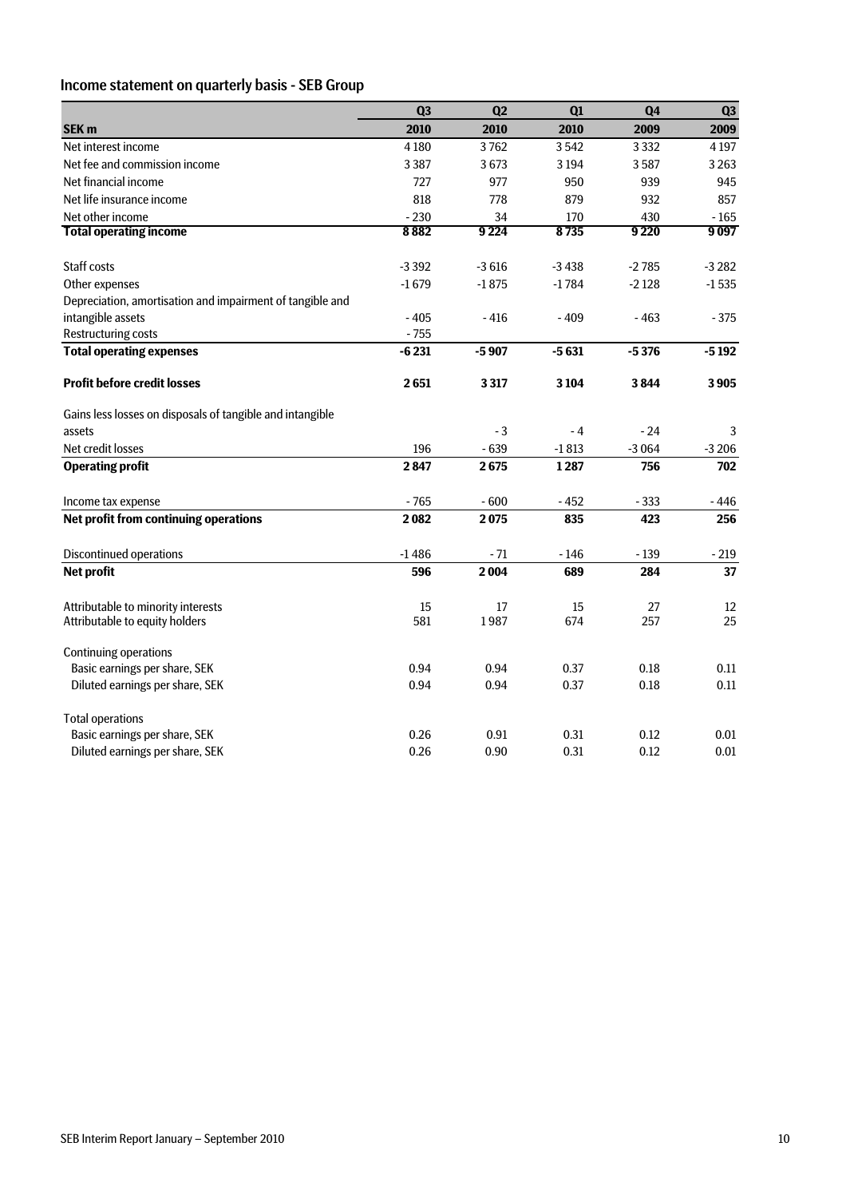## Income statement on quarterly basis - SEB Group

| | Q3 | Q2 | Q1 | Q4 | Q3 |
|---|---|---|---|---|---|
| **SEK m** | **2010** | **2010** | **2010** | **2009** | **2009** |
| Net interest income | 4 180 | 3 762 | 3 542 | 3 332 | 4 197 |
| Net fee and commission income | 3 387 | 3 673 | 3 194 | 3 587 | 3 263 |
| Net financial income | 727 | 977 | 950 | 939 | 945 |
| Net life insurance income | 818 | 778 | 879 | 932 | 857 |
| Net other income | - 230 | 34 | 170 | 430 | - 165 |
| **Total operating income** | **8 882** | **9 224** | **8 735** | **9 220** | **9 097** |
| | | | | | |
| Staff costs | -3 392 | -3 616 | -3 438 | -2 785 | -3 282 |
| Other expenses | -1 679 | -1 875 | -1 784 | -2 128 | -1 535 |
| Depreciation, amortisation and impairment of tangible and intangible assets | - 405 | - 416 | - 409 | - 463 | - 375 |
| Restructuring costs | - 755 | | | | |
| **Total operating expenses** | **-6 231** | **-5 907** | **-5 631** | **-5 376** | **-5 192** |
| | | | | | |
| **Profit before credit losses** | **2 651** | **3 317** | **3 104** | **3 844** | **3 905** |
| | | | | | |
| Gains less losses on disposals of tangible and intangible assets | | - 3 | - 4 | - 24 | 3 |
| Net credit losses | 196 | - 639 | -1 813 | -3 064 | -3 206 |
| **Operating profit** | **2 847** | **2 675** | **1 287** | **756** | **702** |
| | | | | | |
| Income tax expense | - 765 | - 600 | - 452 | - 333 | - 446 |
| **Net profit from continuing operations** | **2 082** | **2 075** | **835** | **423** | **256** |
| | | | | | |
| Discontinued operations | -1 486 | - 71 | - 146 | - 139 | - 219 |
| **Net profit** | **596** | **2 004** | **689** | **284** | **37** |
| | | | | | |
| Attributable to minority interests | 15 | 17 | 15 | 27 | 12 |
| Attributable to equity holders | 581 | 1 987 | 674 | 257 | 25 |
| | | | | | |
| Continuing operations | | | | | |
| Basic earnings per share, SEK | 0.94 | 0.94 | 0.37 | 0.18 | 0.11 |
| Diluted earnings per share, SEK | 0.94 | 0.94 | 0.37 | 0.18 | 0.11 |
| | | | | | |
| Total operations | | | | | |
| Basic earnings per share, SEK | 0.26 | 0.91 | 0.31 | 0.12 | 0.01 |
| Diluted earnings per share, SEK | 0.26 | 0.90 | 0.31 | 0.12 | 0.01 |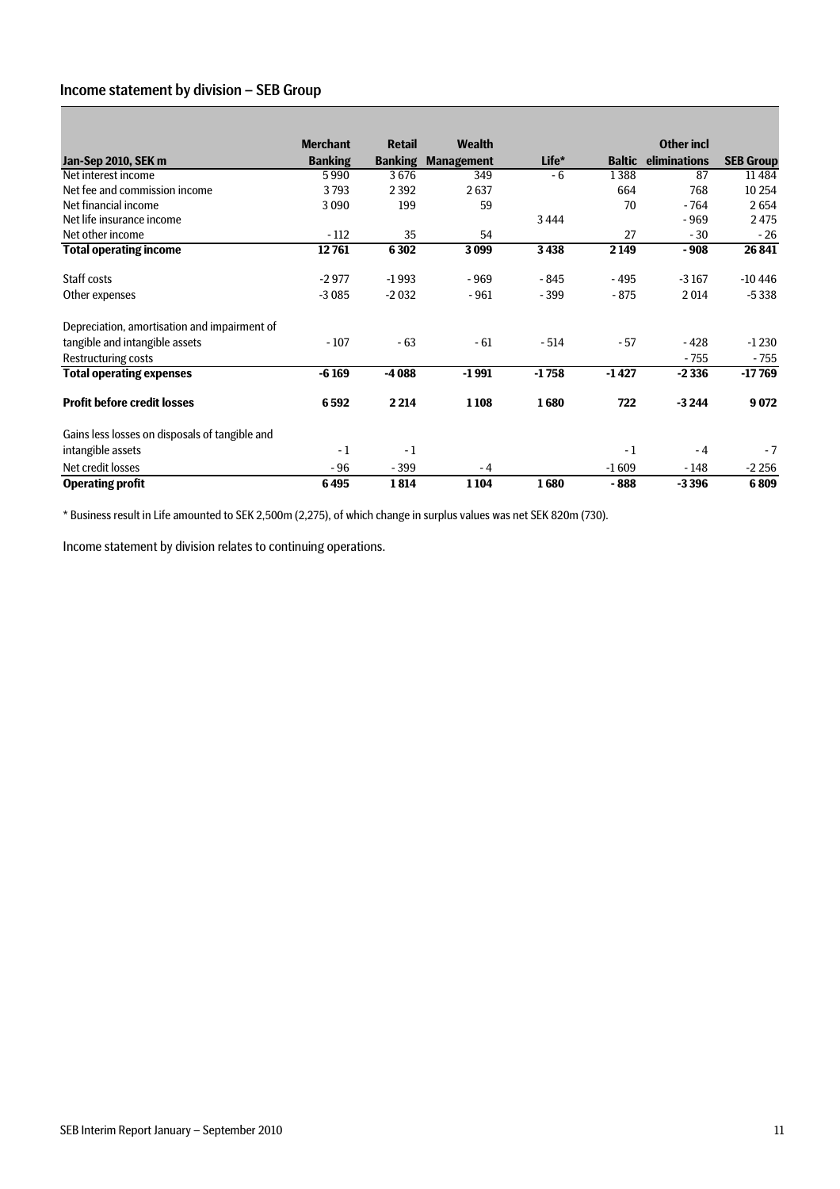## Income statement by division – SEB Group

| Jan-Sep 2010, SEK m | Merchant Banking | Retail Banking | Wealth Management | Life* | Baltic | Other incl eliminations | SEB Group |
|---|---|---|---|---|---|---|---|
| Net interest income | 5 990 | 3 676 | 349 | - 6 | 1 388 | 87 | 11 484 |
| Net fee and commission income | 3 793 | 2 392 | 2 637 | | 664 | 768 | 10 254 |
| Net financial income | 3 090 | 199 | 59 | | 70 | - 764 | 2 654 |
| Net life insurance income | | | | 3 444 | | - 969 | 2 475 |
| Net other income | - 112 | 35 | 54 | | 27 | - 30 | - 26 |
| **Total operating income** | **12 761** | **6 302** | **3 099** | **3 438** | **2 149** | **- 908** | **26 841** |
| Staff costs | -2 977 | -1 993 | - 969 | - 845 | - 495 | -3 167 | -10 446 |
| Other expenses | -3 085 | -2 032 | - 961 | - 399 | - 875 | 2 014 | -5 338 |
| Depreciation, amortisation and impairment of tangible and intangible assets | - 107 | - 63 | - 61 | - 514 | - 57 | - 428 | -1 230 |
| Restructuring costs | | | | | | - 755 | - 755 |
| **Total operating expenses** | **-6 169** | **-4 088** | **-1 991** | **-1 758** | **-1 427** | **-2 336** | **-17 769** |
| **Profit before credit losses** | **6 592** | **2 214** | **1 108** | **1 680** | **722** | **-3 244** | **9 072** |
| Gains less losses on disposals of tangible and intangible assets | - 1 | - 1 | | | - 1 | - 4 | - 7 |
| Net credit losses | - 96 | - 399 | - 4 | | -1 609 | - 148 | -2 256 |
| **Operating profit** | **6 495** | **1 814** | **1 104** | **1 680** | **- 888** | **-3 396** | **6 809** |

* Business result in Life amounted to SEK 2,500m (2,275), of which change in surplus values was net SEK 820m (730).

Income statement by division relates to continuing operations.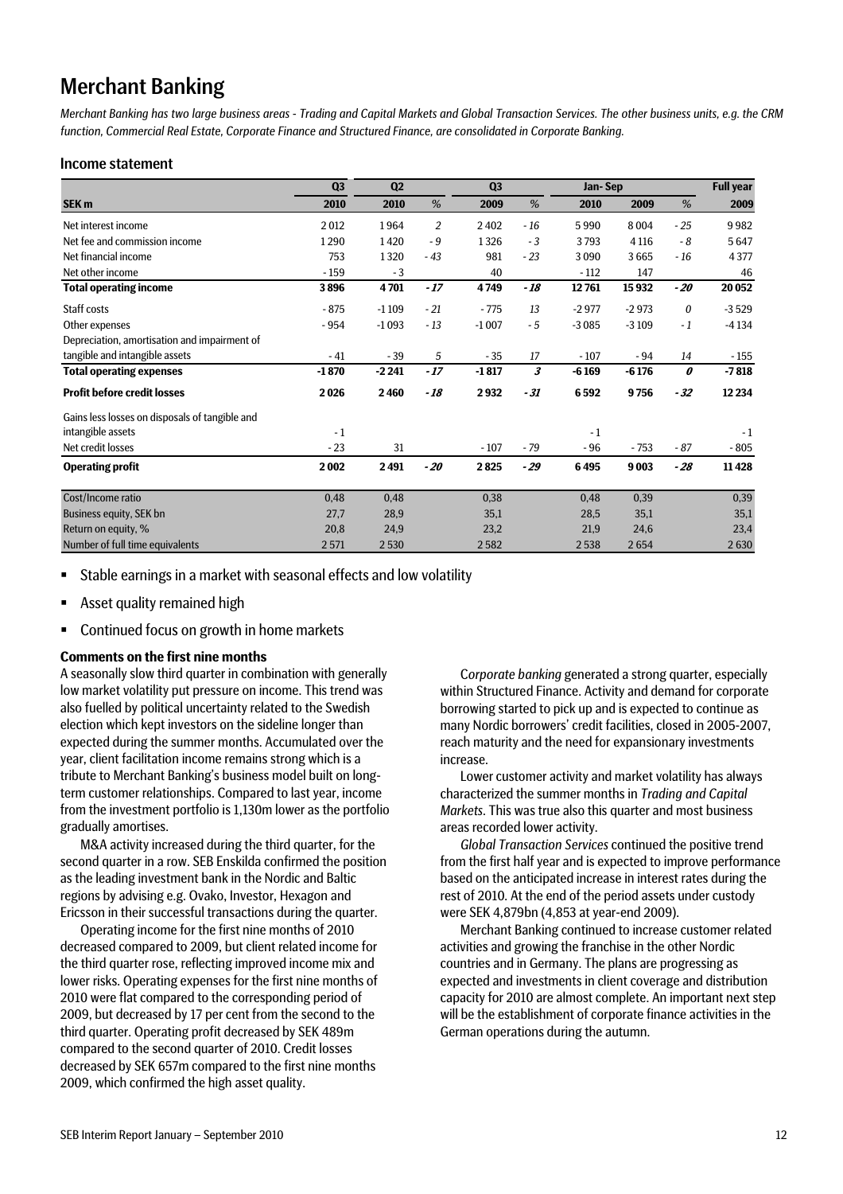# Merchant Banking

*Merchant Banking has two large business areas - Trading and Capital Markets and Global Transaction Services. The other business units, e.g. the CRM function, Commercial Real Estate, Corporate Finance and Structured Finance, are consolidated in Corporate Banking.*

## Income statement

| | Q3 | Q2 | | Q3 | | Jan- Sep | | | Full year |
|---|---|---|---|---|---|---|---|---|---|
| **SEK m** | **2010** | **2010** | *%* | **2009** | *%* | **2010** | **2009** | *%* | **2009** |
| Net interest income | 2 012 | 1 964 | *2* | 2 402 | *- 16* | 5 990 | 8 004 | *- 25* | 9 982 |
| Net fee and commission income | 1 290 | 1 420 | *- 9* | 1 326 | *- 3* | 3 793 | 4 116 | *- 8* | 5 647 |
| Net financial income | 753 | 1 320 | *- 43* | 981 | *- 23* | 3 090 | 3 665 | *- 16* | 4 377 |
| Net other income | - 159 | - 3 | | 40 | | - 112 | 147 | | 46 |
| **Total operating income** | **3 896** | **4 701** | ***- 17*** | **4 749** | ***- 18*** | **12 761** | **15 932** | ***- 20*** | **20 052** |
| Staff costs | - 875 | -1 109 | *- 21* | - 775 | *13* | -2 977 | -2 973 | *0* | -3 529 |
| Other expenses | - 954 | -1 093 | *- 13* | -1 007 | *- 5* | -3 085 | -3 109 | *- 1* | -4 134 |
| Depreciation, amortisation and impairment of tangible and intangible assets | - 41 | - 39 | *5* | - 35 | *17* | - 107 | - 94 | *14* | - 155 |
| **Total operating expenses** | **-1 870** | **-2 241** | ***- 17*** | **-1 817** | ***3*** | **-6 169** | **-6 176** | ***0*** | **-7 818** |
| **Profit before credit losses** | **2 026** | **2 460** | ***- 18*** | **2 932** | ***- 31*** | **6 592** | **9 756** | ***- 32*** | **12 234** |
| Gains less losses on disposals of tangible and intangible assets | - 1 | | | | | - 1 | | | - 1 |
| Net credit losses | - 23 | 31 | | - 107 | *- 79* | - 96 | - 753 | *- 87* | - 805 |
| **Operating profit** | **2 002** | **2 491** | ***- 20*** | **2 825** | ***- 29*** | **6 495** | **9 003** | ***- 28*** | **11 428** |
| Cost/Income ratio | 0,48 | 0,48 | | 0,38 | | 0,48 | 0,39 | | 0,39 |
| Business equity, SEK bn | 27,7 | 28,9 | | 35,1 | | 28,5 | 35,1 | | 35,1 |
| Return on equity, % | 20,8 | 24,9 | | 23,2 | | 21,9 | 24,6 | | 23,4 |
| Number of full time equivalents | 2 571 | 2 530 | | 2 582 | | 2 538 | 2 654 | | 2 630 |

- Stable earnings in a market with seasonal effects and low volatility
- Asset quality remained high
- Continued focus on growth in home markets

**Comments on the first nine months**

A seasonally slow third quarter in combination with generally low market volatility put pressure on income. This trend was also fuelled by political uncertainty related to the Swedish election which kept investors on the sideline longer than expected during the summer months. Accumulated over the year, client facilitation income remains strong which is a tribute to Merchant Banking's business model built on long-term customer relationships. Compared to last year, income from the investment portfolio is 1,130m lower as the portfolio gradually amortises.

M&A activity increased during the third quarter, for the second quarter in a row. SEB Enskilda confirmed the position as the leading investment bank in the Nordic and Baltic regions by advising e.g. Ovako, Investor, Hexagon and Ericsson in their successful transactions during the quarter.

Operating income for the first nine months of 2010 decreased compared to 2009, but client related income for the third quarter rose, reflecting improved income mix and lower risks. Operating expenses for the first nine months of 2010 were flat compared to the corresponding period of 2009, but decreased by 17 per cent from the second to the third quarter. Operating profit decreased by SEK 489m compared to the second quarter of 2010. Credit losses decreased by SEK 657m compared to the first nine months 2009, which confirmed the high asset quality.

C*orporate banking* generated a strong quarter, especially within Structured Finance. Activity and demand for corporate borrowing started to pick up and is expected to continue as many Nordic borrowers' credit facilities, closed in 2005-2007, reach maturity and the need for expansionary investments increase.

Lower customer activity and market volatility has always characterized the summer months in *Trading and Capital Markets*. This was true also this quarter and most business areas recorded lower activity.

*Global Transaction Services* continued the positive trend from the first half year and is expected to improve performance based on the anticipated increase in interest rates during the rest of 2010. At the end of the period assets under custody were SEK 4,879bn (4,853 at year-end 2009).

Merchant Banking continued to increase customer related activities and growing the franchise in the other Nordic countries and in Germany. The plans are progressing as expected and investments in client coverage and distribution capacity for 2010 are almost complete. An important next step will be the establishment of corporate finance activities in the German operations during the autumn.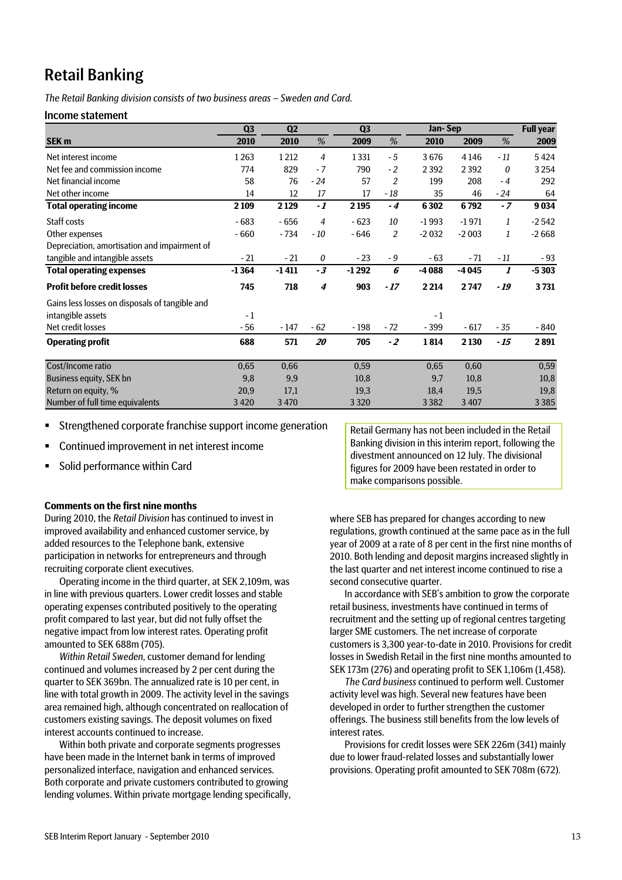# Retail Banking

*The Retail Banking division consists of two business areas – Sweden and Card.*

## Income statement

| SEK m | Q3 2010 | Q2 2010 | % | Q3 2009 | % | Jan- Sep 2010 | Jan- Sep 2009 | % | Full year 2009 |
|---|---|---|---|---|---|---|---|---|---|
| Net interest income | 1 263 | 1 212 | *4* | 1 331 | *- 5* | 3 676 | 4 146 | *- 11* | 5 424 |
| Net fee and commission income | 774 | 829 | *- 7* | 790 | *- 2* | 2 392 | 2 392 | *0* | 3 254 |
| Net financial income | 58 | 76 | *- 24* | 57 | *2* | 199 | 208 | *- 4* | 292 |
| Net other income | 14 | 12 | *17* | 17 | *- 18* | 35 | 46 | *- 24* | 64 |
| **Total operating income** | **2 109** | **2 129** | ***- 1*** | **2 195** | ***- 4*** | **6 302** | **6 792** | ***- 7*** | **9 034** |
| Staff costs | - 683 | - 656 | *4* | - 623 | *10* | -1 993 | -1 971 | *1* | -2 542 |
| Other expenses | - 660 | - 734 | *- 10* | - 646 | *2* | -2 032 | -2 003 | *1* | -2 668 |
| Depreciation, amortisation and impairment of tangible and intangible assets | - 21 | - 21 | *0* | - 23 | *- 9* | - 63 | - 71 | *- 11* | - 93 |
| **Total operating expenses** | **-1 364** | **-1 411** | ***- 3*** | **-1 292** | ***6*** | **-4 088** | **-4 045** | ***1*** | **-5 303** |
| **Profit before credit losses** | **745** | **718** | ***4*** | **903** | ***- 17*** | **2 214** | **2 747** | ***- 19*** | **3 731** |
| Gains less losses on disposals of tangible and intangible assets | - 1 | | | | | - 1 | | | |
| Net credit losses | - 56 | - 147 | *- 62* | - 198 | *- 72* | - 399 | - 617 | *- 35* | - 840 |
| **Operating profit** | **688** | **571** | ***20*** | **705** | ***- 2*** | **1 814** | **2 130** | ***- 15*** | **2 891** |
| Cost/Income ratio | 0,65 | 0,66 | | 0,59 | | 0,65 | 0,60 | | 0,59 |
| Business equity, SEK bn | 9,8 | 9,9 | | 10,8 | | 9,7 | 10,8 | | 10,8 |
| Return on equity, % | 20,9 | 17,1 | | 19,3 | | 18,4 | 19,5 | | 19,8 |
| Number of full time equivalents | 3 420 | 3 470 | | 3 320 | | 3 382 | 3 407 | | 3 385 |

- Strengthened corporate franchise support income generation
- Continued improvement in net interest income
- Solid performance within Card

Retail Germany has not been included in the Retail Banking division in this interim report, following the divestment announced on 12 July. The divisional figures for 2009 have been restated in order to make comparisons possible.

**Comments on the first nine months**

During 2010, the *Retail Division* has continued to invest in improved availability and enhanced customer service, by added resources to the Telephone bank, extensive participation in networks for entrepreneurs and through recruiting corporate client executives.

Operating income in the third quarter, at SEK 2,109m, was in line with previous quarters. Lower credit losses and stable operating expenses contributed positively to the operating profit compared to last year, but did not fully offset the negative impact from low interest rates. Operating profit amounted to SEK 688m (705).

*Within Retail Sweden*, customer demand for lending continued and volumes increased by 2 per cent during the quarter to SEK 369bn. The annualized rate is 10 per cent, in line with total growth in 2009. The activity level in the savings area remained high, although concentrated on reallocation of customers existing savings. The deposit volumes on fixed interest accounts continued to increase.

Within both private and corporate segments progresses have been made in the Internet bank in terms of improved personalized interface, navigation and enhanced services. Both corporate and private customers contributed to growing lending volumes. Within private mortgage lending specifically, where SEB has prepared for changes according to new regulations, growth continued at the same pace as in the full year of 2009 at a rate of 8 per cent in the first nine months of 2010. Both lending and deposit margins increased slightly in the last quarter and net interest income continued to rise a second consecutive quarter.

In accordance with SEB's ambition to grow the corporate retail business, investments have continued in terms of recruitment and the setting up of regional centres targeting larger SME customers. The net increase of corporate customers is 3,300 year-to-date in 2010. Provisions for credit losses in Swedish Retail in the first nine months amounted to SEK 173m (276) and operating profit to SEK 1,106m (1,458).

*The Card business* continued to perform well. Customer activity level was high. Several new features have been developed in order to further strengthen the customer offerings. The business still benefits from the low levels of interest rates.

Provisions for credit losses were SEK 226m (341) mainly due to lower fraud-related losses and substantially lower provisions. Operating profit amounted to SEK 708m (672).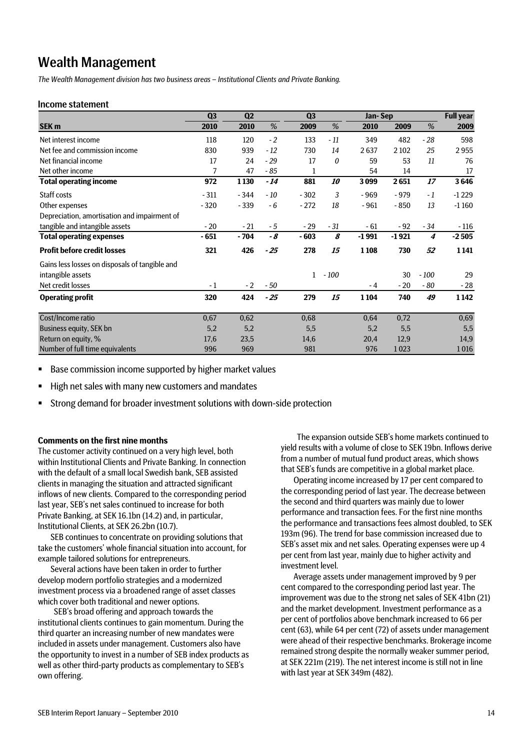# Wealth Management

*The Wealth Management division has two business areas – Institutional Clients and Private Banking.*

## Income statement

| | Q3 | Q2 | | Q3 | | Jan- Sep | | | Full year |
|---|---|---|---|---|---|---|---|---|---|
| **SEK m** | **2010** | **2010** | *%* | **2009** | *%* | **2010** | **2009** | *%* | **2009** |
| Net interest income | 118 | 120 | *- 2* | 133 | *- 11* | 349 | 482 | *- 28* | 598 |
| Net fee and commission income | 830 | 939 | *- 12* | 730 | *14* | 2 637 | 2 102 | *25* | 2 955 |
| Net financial income | 17 | 24 | *- 29* | 17 | *0* | 59 | 53 | *11* | 76 |
| Net other income | 7 | 47 | *- 85* | 1 | | 54 | 14 | | 17 |
| **Total operating income** | **972** | **1 130** | ***- 14*** | **881** | ***10*** | **3 099** | **2 651** | ***17*** | **3 646** |
| Staff costs | - 311 | - 344 | *- 10* | - 302 | *3* | - 969 | - 979 | *- 1* | -1 229 |
| Other expenses | - 320 | - 339 | *- 6* | - 272 | *18* | - 961 | - 850 | *13* | -1 160 |
| Depreciation, amortisation and impairment of tangible and intangible assets | - 20 | - 21 | *- 5* | - 29 | *- 31* | - 61 | - 92 | *- 34* | - 116 |
| **Total operating expenses** | **- 651** | **- 704** | ***- 8*** | **- 603** | ***8*** | **-1 991** | **-1 921** | ***4*** | **-2 505** |
| **Profit before credit losses** | **321** | **426** | ***- 25*** | **278** | ***15*** | **1 108** | **730** | ***52*** | **1 141** |
| Gains less losses on disposals of tangible and intangible assets | | | | 1 | *- 100* | | 30 | *- 100* | 29 |
| Net credit losses | - 1 | - 2 | *- 50* | | | - 4 | - 20 | *- 80* | - 28 |
| **Operating profit** | **320** | **424** | ***- 25*** | **279** | ***15*** | **1 104** | **740** | ***49*** | **1 142** |
| Cost/Income ratio | 0,67 | 0,62 | | 0,68 | | 0,64 | 0,72 | | 0,69 |
| Business equity, SEK bn | 5,2 | 5,2 | | 5,5 | | 5,2 | 5,5 | | 5,5 |
| Return on equity, % | 17,6 | 23,5 | | 14,6 | | 20,4 | 12,9 | | 14,9 |
| Number of full time equivalents | 996 | 969 | | 981 | | 976 | 1 023 | | 1 016 |

- Base commission income supported by higher market values
- High net sales with many new customers and mandates
- Strong demand for broader investment solutions with down-side protection

**Comments on the first nine months**

The customer activity continued on a very high level, both within Institutional Clients and Private Banking. In connection with the default of a small local Swedish bank, SEB assisted clients in managing the situation and attracted significant inflows of new clients. Compared to the corresponding period last year, SEB's net sales continued to increase for both Private Banking, at SEK 16.1bn (14.2) and, in particular, Institutional Clients, at SEK 26.2bn (10.7).

SEB continues to concentrate on providing solutions that take the customers' whole financial situation into account, for example tailored solutions for entrepreneurs.

Several actions have been taken in order to further develop modern portfolio strategies and a modernized investment process via a broadened range of asset classes which cover both traditional and newer options.

SEB's broad offering and approach towards the institutional clients continues to gain momentum. During the third quarter an increasing number of new mandates were included in assets under management. Customers also have the opportunity to invest in a number of SEB index products as well as other third-party products as complementary to SEB's own offering.

The expansion outside SEB's home markets continued to yield results with a volume of close to SEK 19bn. Inflows derive from a number of mutual fund product areas, which shows that SEB's funds are competitive in a global market place.

Operating income increased by 17 per cent compared to the corresponding period of last year. The decrease between the second and third quarters was mainly due to lower performance and transaction fees. For the first nine months the performance and transactions fees almost doubled, to SEK 193m (96). The trend for base commission increased due to SEB's asset mix and net sales. Operating expenses were up 4 per cent from last year, mainly due to higher activity and investment level.

Average assets under management improved by 9 per cent compared to the corresponding period last year. The improvement was due to the strong net sales of SEK 41bn (21) and the market development. Investment performance as a per cent of portfolios above benchmark increased to 66 per cent (63), while 64 per cent (72) of assets under management were ahead of their respective benchmarks. Brokerage income remained strong despite the normally weaker summer period, at SEK 221m (219). The net interest income is still not in line with last year at SEK 349m (482).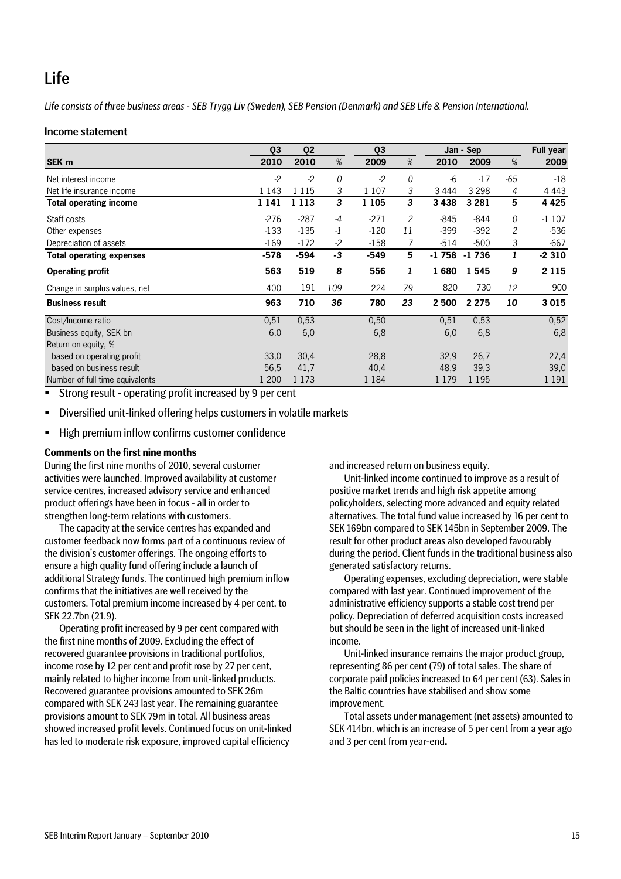# Life

*Life consists of three business areas - SEB Trygg Liv (Sweden), SEB Pension (Denmark) and SEB Life & Pension International.*

### Income statement

| SEK m | Q3 2010 | Q2 2010 | % | Q3 2009 | % | Jan - Sep 2010 | Jan - Sep 2009 | % | Full year 2009 |
|---|---|---|---|---|---|---|---|---|---|
| Net interest income | -2 | -2 | *0* | -2 | *0* | -6 | -17 | *-65* | -18 |
| Net life insurance income | 1 143 | 1 115 | *3* | 1 107 | *3* | 3 444 | 3 298 | *4* | 4 443 |
| **Total operating income** | **1 141** | **1 113** | ***3*** | **1 105** | ***3*** | **3 438** | **3 281** | ***5*** | **4 425** |
| Staff costs | -276 | -287 | *-4* | -271 | *2* | -845 | -844 | *0* | -1 107 |
| Other expenses | -133 | -135 | *-1* | -120 | *11* | -399 | -392 | *2* | -536 |
| Depreciation of assets | -169 | -172 | *-2* | -158 | *7* | -514 | -500 | *3* | -667 |
| **Total operating expenses** | **-578** | **-594** | ***-3*** | **-549** | ***5*** | **-1 758** | **-1 736** | ***1*** | **-2 310** |
| **Operating profit** | **563** | **519** | ***8*** | **556** | ***1*** | **1 680** | **1 545** | ***9*** | **2 115** |
| Change in surplus values, net | 400 | 191 | *109* | 224 | *79* | 820 | 730 | *12* | 900 |
| **Business result** | **963** | **710** | ***36*** | **780** | ***23*** | **2 500** | **2 275** | ***10*** | **3 015** |
| Cost/Income ratio | 0,51 | 0,53 | | 0,50 | | 0,51 | 0,53 | | 0,52 |
| Business equity, SEK bn | 6,0 | 6,0 | | 6,8 | | 6,0 | 6,8 | | 6,8 |
| Return on equity, % | | | | | | | | | |
| based on operating profit | 33,0 | 30,4 | | 28,8 | | 32,9 | 26,7 | | 27,4 |
| based on business result | 56,5 | 41,7 | | 40,4 | | 48,9 | 39,3 | | 39,0 |
| Number of full time equivalents | 1 200 | 1 173 | | 1 184 | | 1 179 | 1 195 | | 1 191 |

- Strong result - operating profit increased by 9 per cent
- Diversified unit-linked offering helps customers in volatile markets
- High premium inflow confirms customer confidence

**Comments on the first nine months**

During the first nine months of 2010, several customer activities were launched. Improved availability at customer service centres, increased advisory service and enhanced product offerings have been in focus - all in order to strengthen long-term relations with customers.

The capacity at the service centres has expanded and customer feedback now forms part of a continuous review of the division's customer offerings. The ongoing efforts to ensure a high quality fund offering include a launch of additional Strategy funds. The continued high premium inflow confirms that the initiatives are well received by the customers. Total premium income increased by 4 per cent, to SEK 22.7bn (21.9).

Operating profit increased by 9 per cent compared with the first nine months of 2009. Excluding the effect of recovered guarantee provisions in traditional portfolios, income rose by 12 per cent and profit rose by 27 per cent, mainly related to higher income from unit-linked products. Recovered guarantee provisions amounted to SEK 26m compared with SEK 243 last year. The remaining guarantee provisions amount to SEK 79m in total. All business areas showed increased profit levels. Continued focus on unit-linked has led to moderate risk exposure, improved capital efficiency and increased return on business equity.

Unit-linked income continued to improve as a result of positive market trends and high risk appetite among policyholders, selecting more advanced and equity related alternatives. The total fund value increased by 16 per cent to SEK 169bn compared to SEK 145bn in September 2009. The result for other product areas also developed favourably during the period. Client funds in the traditional business also generated satisfactory returns.

Operating expenses, excluding depreciation, were stable compared with last year. Continued improvement of the administrative efficiency supports a stable cost trend per policy. Depreciation of deferred acquisition costs increased but should be seen in the light of increased unit-linked income.

Unit-linked insurance remains the major product group, representing 86 per cent (79) of total sales. The share of corporate paid policies increased to 64 per cent (63). Sales in the Baltic countries have stabilised and show some improvement.

Total assets under management (net assets) amounted to SEK 414bn, which is an increase of 5 per cent from a year ago and 3 per cent from year-end.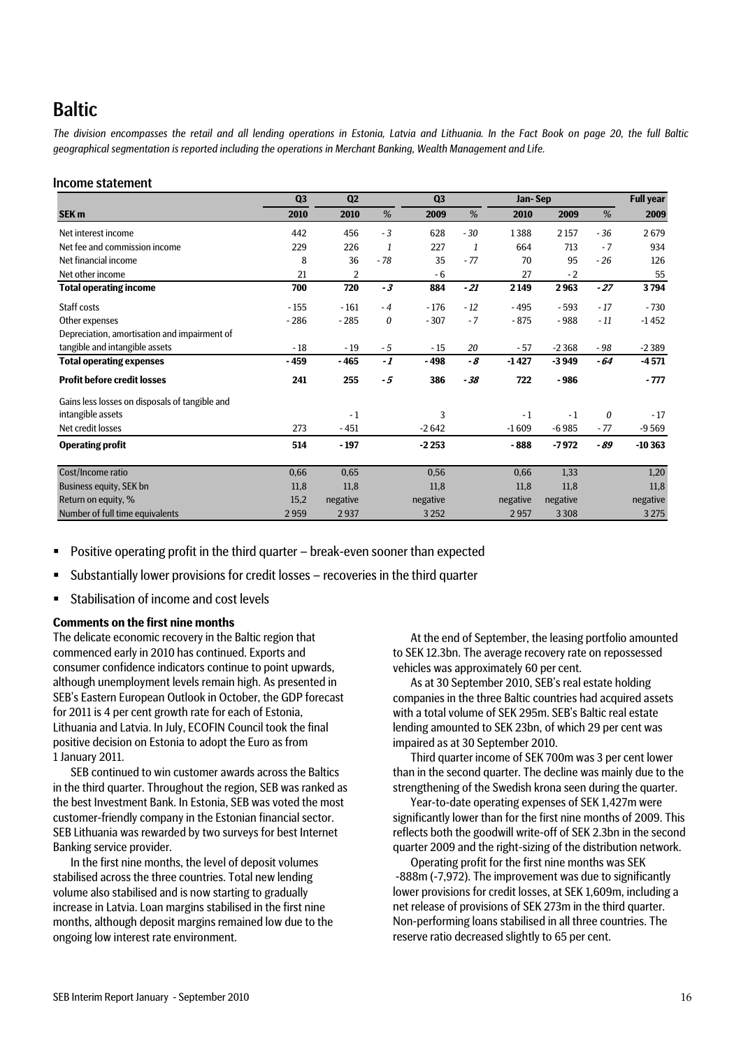# Baltic

*The division encompasses the retail and all lending operations in Estonia, Latvia and Lithuania. In the Fact Book on page 20, the full Baltic geographical segmentation is reported including the operations in Merchant Banking, Wealth Management and Life.*

## Income statement

| | Q3 | Q2 | | Q3 | | Jan- Sep | | | Full year |
|---|---|---|---|---|---|---|---|---|---|
| **SEK m** | **2010** | **2010** | *%* | **2009** | *%* | **2010** | **2009** | *%* | **2009** |
| Net interest income | 442 | 456 | *- 3* | 628 | *- 30* | 1 388 | 2 157 | *- 36* | 2 679 |
| Net fee and commission income | 229 | 226 | *1* | 227 | *1* | 664 | 713 | *- 7* | 934 |
| Net financial income | 8 | 36 | *- 78* | 35 | *- 77* | 70 | 95 | *- 26* | 126 |
| Net other income | 21 | 2 | | - 6 | | 27 | - 2 | | 55 |
| **Total operating income** | **700** | **720** | ***- 3*** | **884** | ***- 21*** | **2 149** | **2 963** | ***- 27*** | **3 794** |
| Staff costs | - 155 | - 161 | *- 4* | - 176 | *- 12* | - 495 | - 593 | *- 17* | - 730 |
| Other expenses | - 286 | - 285 | *0* | - 307 | *- 7* | - 875 | - 988 | *- 11* | -1 452 |
| Depreciation, amortisation and impairment of tangible and intangible assets | - 18 | - 19 | *- 5* | - 15 | *20* | - 57 | -2 368 | *- 98* | -2 389 |
| **Total operating expenses** | **- 459** | **- 465** | ***- 1*** | **- 498** | ***- 8*** | **-1 427** | **-3 949** | ***- 64*** | **-4 571** |
| **Profit before credit losses** | **241** | **255** | ***- 5*** | **386** | ***- 38*** | **722** | **- 986** | | **- 777** |
| Gains less losses on disposals of tangible and intangible assets | | - 1 | | 3 | | - 1 | - 1 | *0* | - 17 |
| Net credit losses | 273 | - 451 | | -2 642 | | -1 609 | -6 985 | *- 77* | -9 569 |
| **Operating profit** | **514** | **- 197** | | **-2 253** | | **- 888** | **-7 972** | ***- 89*** | **-10 363** |
| Cost/Income ratio | 0,66 | 0,65 | | 0,56 | | 0,66 | 1,33 | | 1,20 |
| Business equity, SEK bn | 11,8 | 11,8 | | 11,8 | | 11,8 | 11,8 | | 11,8 |
| Return on equity, % | 15,2 | negative | | negative | | negative | negative | | negative |
| Number of full time equivalents | 2 959 | 2 937 | | 3 252 | | 2 957 | 3 308 | | 3 275 |

- Positive operating profit in the third quarter – break-even sooner than expected
- Substantially lower provisions for credit losses – recoveries in the third quarter
- Stabilisation of income and cost levels

**Comments on the first nine months**

The delicate economic recovery in the Baltic region that commenced early in 2010 has continued. Exports and consumer confidence indicators continue to point upwards, although unemployment levels remain high. As presented in SEB's Eastern European Outlook in October, the GDP forecast for 2011 is 4 per cent growth rate for each of Estonia, Lithuania and Latvia. In July, ECOFIN Council took the final positive decision on Estonia to adopt the Euro as from 1 January 2011.

SEB continued to win customer awards across the Baltics in the third quarter. Throughout the region, SEB was ranked as the best Investment Bank. In Estonia, SEB was voted the most customer-friendly company in the Estonian financial sector. SEB Lithuania was rewarded by two surveys for best Internet Banking service provider.

In the first nine months, the level of deposit volumes stabilised across the three countries. Total new lending volume also stabilised and is now starting to gradually increase in Latvia. Loan margins stabilised in the first nine months, although deposit margins remained low due to the ongoing low interest rate environment.

At the end of September, the leasing portfolio amounted to SEK 12.3bn. The average recovery rate on repossessed vehicles was approximately 60 per cent.

As at 30 September 2010, SEB's real estate holding companies in the three Baltic countries had acquired assets with a total volume of SEK 295m. SEB's Baltic real estate lending amounted to SEK 23bn, of which 29 per cent was impaired as at 30 September 2010.

Third quarter income of SEK 700m was 3 per cent lower than in the second quarter. The decline was mainly due to the strengthening of the Swedish krona seen during the quarter.

Year-to-date operating expenses of SEK 1,427m were significantly lower than for the first nine months of 2009. This reflects both the goodwill write-off of SEK 2.3bn in the second quarter 2009 and the right-sizing of the distribution network.

Operating profit for the first nine months was SEK -888m (-7,972). The improvement was due to significantly lower provisions for credit losses, at SEK 1,609m, including a net release of provisions of SEK 273m in the third quarter. Non-performing loans stabilised in all three countries. The reserve ratio decreased slightly to 65 per cent.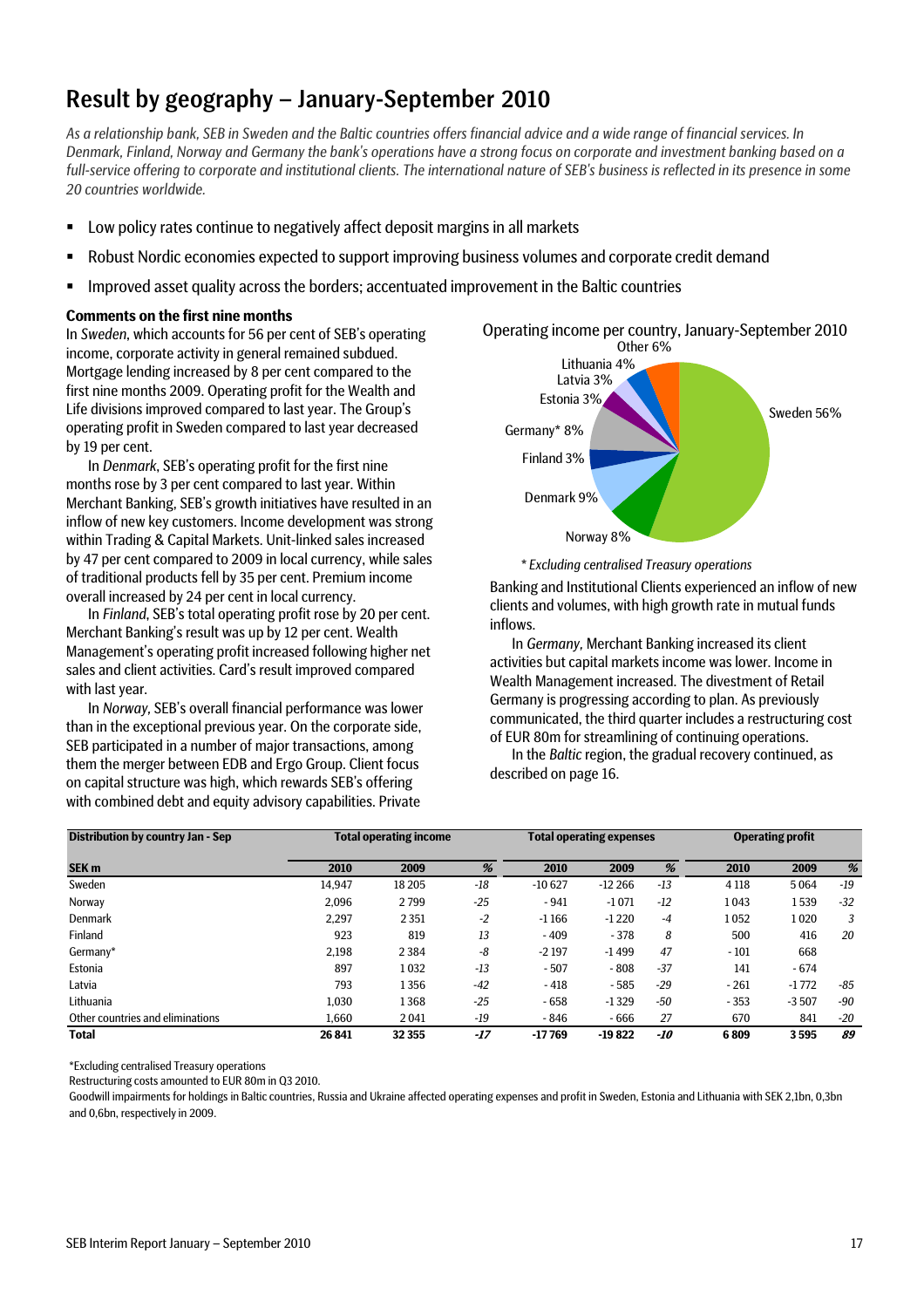# Result by geography – January-September 2010

*As a relationship bank, SEB in Sweden and the Baltic countries offers financial advice and a wide range of financial services. In Denmark, Finland, Norway and Germany the bank's operations have a strong focus on corporate and investment banking based on a full-service offering to corporate and institutional clients. The international nature of SEB's business is reflected in its presence in some 20 countries worldwide.*

- Low policy rates continue to negatively affect deposit margins in all markets
- Robust Nordic economies expected to support improving business volumes and corporate credit demand
- Improved asset quality across the borders; accentuated improvement in the Baltic countries

**Comments on the first nine months**

In *Sweden*, which accounts for 56 per cent of SEB's operating income, corporate activity in general remained subdued. Mortgage lending increased by 8 per cent compared to the first nine months 2009. Operating profit for the Wealth and Life divisions improved compared to last year. The Group's operating profit in Sweden compared to last year decreased by 19 per cent.

In *Denmark*, SEB's operating profit for the first nine months rose by 3 per cent compared to last year. Within Merchant Banking, SEB's growth initiatives have resulted in an inflow of new key customers. Income development was strong within Trading & Capital Markets. Unit-linked sales increased by 47 per cent compared to 2009 in local currency, while sales of traditional products fell by 35 per cent. Premium income overall increased by 24 per cent in local currency.

In *Finland*, SEB's total operating profit rose by 20 per cent. Merchant Banking's result was up by 12 per cent. Wealth Management's operating profit increased following higher net sales and client activities. Card's result improved compared with last year.

In *Norway*, SEB's overall financial performance was lower than in the exceptional previous year. On the corporate side, SEB participated in a number of major transactions, among them the merger between EDB and Ergo Group. Client focus on capital structure was high, which rewards SEB's offering with combined debt and equity advisory capabilities. Private Banking and Institutional Clients experienced an inflow of new clients and volumes, with high growth rate in mutual funds inflows.

In *Germany*, Merchant Banking increased its client activities but capital markets income was lower. Income in Wealth Management increased. The divestment of Retail Germany is progressing according to plan. As previously communicated, the third quarter includes a restructuring cost of EUR 80m for streamlining of continuing operations.

In the *Baltic* region, the gradual recovery continued, as described on page 16.

Operating income per country, January-September 2010

Sweden 56%, Norway 8%, Denmark 9%, Finland 3%, Germany* 8%, Estonia 3%, Latvia 3%, Lithuania 4%, Other 6%

*\* Excluding centralised Treasury operations*

| Distribution by country Jan - Sep | Total operating income | | | Total operating expenses | | | Operating profit | | |
|---|---|---|---|---|---|---|---|---|---|
| **SEK m** | **2010** | **2009** | **%** | **2010** | **2009** | **%** | **2010** | **2009** | **%** |
| Sweden | 14,947 | 18 205 | -18 | -10 627 | -12 266 | -13 | 4 118 | 5 064 | -19 |
| Norway | 2,096 | 2 799 | -25 | - 941 | -1 071 | -12 | 1 043 | 1 539 | -32 |
| Denmark | 2,297 | 2 351 | -2 | -1 166 | -1 220 | -4 | 1 052 | 1 020 | 3 |
| Finland | 923 | 819 | 13 | - 409 | - 378 | 8 | 500 | 416 | 20 |
| Germany* | 2,198 | 2 384 | -8 | -2 197 | -1 499 | 47 | - 101 | 668 | |
| Estonia | 897 | 1 032 | -13 | - 507 | - 808 | -37 | 141 | - 674 | |
| Latvia | 793 | 1 356 | -42 | - 418 | - 585 | -29 | - 261 | -1 772 | -85 |
| Lithuania | 1,030 | 1 368 | -25 | - 658 | -1 329 | -50 | - 353 | -3 507 | -90 |
| Other countries and eliminations | 1,660 | 2 041 | -19 | - 846 | - 666 | 27 | 670 | 841 | -20 |
| **Total** | **26 841** | **32 355** | **-17** | **-17 769** | **-19 822** | **-10** | **6 809** | **3 595** | **89** |

*Excluding centralised Treasury operations

Restructuring costs amounted to EUR 80m in Q3 2010.

Goodwill impairments for holdings in Baltic countries, Russia and Ukraine affected operating expenses and profit in Sweden, Estonia and Lithuania with SEK 2,1bn, 0,3bn and 0,6bn, respectively in 2009.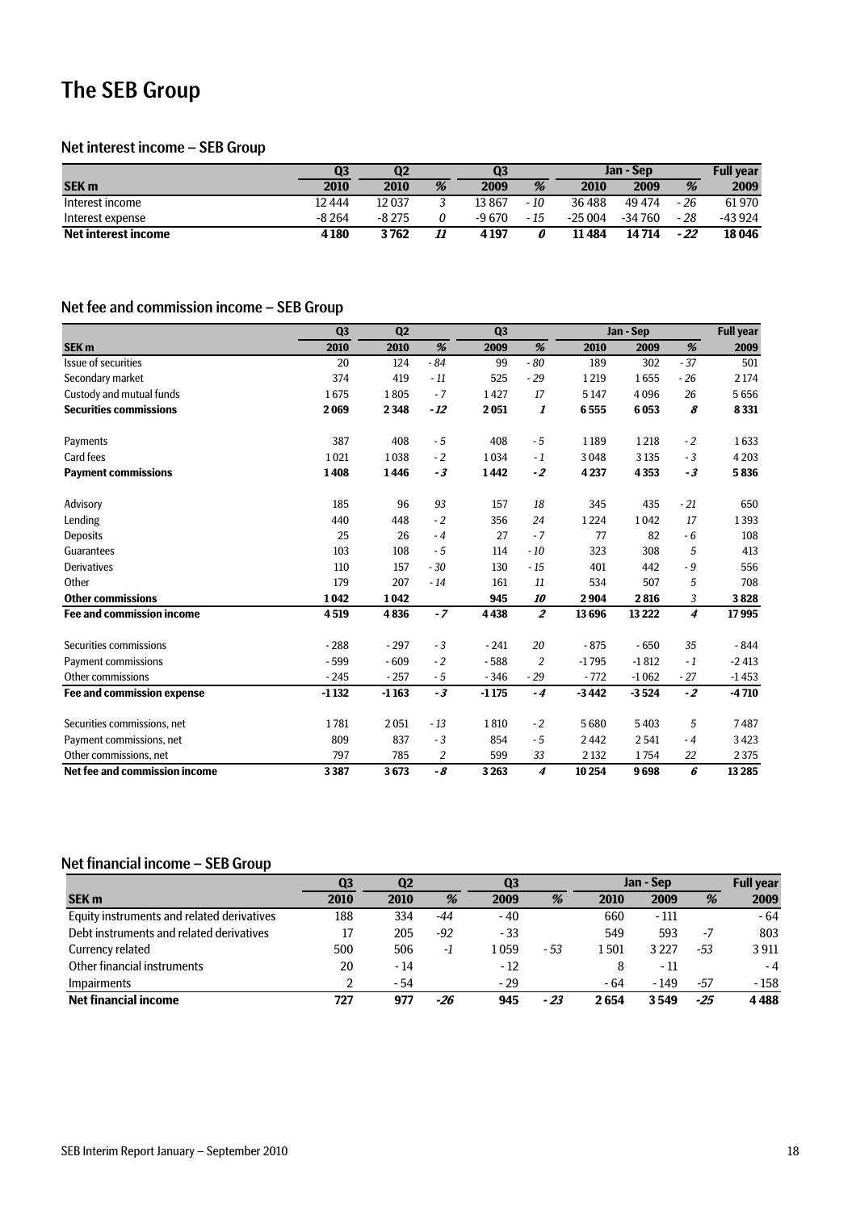# The SEB Group

## Net interest income – SEB Group

| | Q3 | Q2 | | Q3 | | Jan - Sep | | | Full year |
|---|---|---|---|---|---|---|---|---|---|
| **SEK m** | **2010** | **2010** | **%** | **2009** | **%** | **2010** | **2009** | **%** | **2009** |
| Interest income | 12 444 | 12 037 | 3 | 13 867 | - 10 | 36 488 | 49 474 | - 26 | 61 970 |
| Interest expense | -8 264 | -8 275 | 0 | -9 670 | - 15 | -25 004 | -34 760 | - 28 | -43 924 |
| **Net interest income** | **4 180** | **3 762** | **11** | **4 197** | **0** | **11 484** | **14 714** | **- 22** | **18 046** |

## Net fee and commission income – SEB Group

| | Q3 | Q2 | | Q3 | | Jan - Sep | | | Full year |
|---|---|---|---|---|---|---|---|---|---|
| **SEK m** | **2010** | **2010** | **%** | **2009** | **%** | **2010** | **2009** | **%** | **2009** |
| Issue of securities | 20 | 124 | - 84 | 99 | - 80 | 189 | 302 | - 37 | 501 |
| Secondary market | 374 | 419 | - 11 | 525 | - 29 | 1 219 | 1 655 | - 26 | 2 174 |
| Custody and mutual funds | 1 675 | 1 805 | - 7 | 1 427 | 17 | 5 147 | 4 096 | 26 | 5 656 |
| **Securities commissions** | **2 069** | **2 348** | **- 12** | **2 051** | **1** | **6 555** | **6 053** | **8** | **8 331** |
| | | | | | | | | | |
| Payments | 387 | 408 | - 5 | 408 | - 5 | 1 189 | 1 218 | - 2 | 1 633 |
| Card fees | 1 021 | 1 038 | - 2 | 1 034 | - 1 | 3 048 | 3 135 | - 3 | 4 203 |
| **Payment commissions** | **1 408** | **1 446** | **- 3** | **1 442** | **- 2** | **4 237** | **4 353** | **- 3** | **5 836** |
| | | | | | | | | | |
| Advisory | 185 | 96 | 93 | 157 | 18 | 345 | 435 | - 21 | 650 |
| Lending | 440 | 448 | - 2 | 356 | 24 | 1 224 | 1 042 | 17 | 1 393 |
| Deposits | 25 | 26 | - 4 | 27 | - 7 | 77 | 82 | - 6 | 108 |
| Guarantees | 103 | 108 | - 5 | 114 | - 10 | 323 | 308 | 5 | 413 |
| Derivatives | 110 | 157 | - 30 | 130 | - 15 | 401 | 442 | - 9 | 556 |
| Other | 179 | 207 | - 14 | 161 | 11 | 534 | 507 | 5 | 708 |
| **Other commissions** | **1 042** | **1 042** | | **945** | **10** | **2 904** | **2 816** | 3 | **3 828** |
| **Fee and commission income** | **4 519** | **4 836** | **- 7** | **4 438** | **2** | **13 696** | **13 222** | **4** | **17 995** |
| | | | | | | | | | |
| Securities commissions | - 288 | - 297 | - 3 | - 241 | 20 | - 875 | - 650 | 35 | - 844 |
| Payment commissions | - 599 | - 609 | - 2 | - 588 | 2 | -1 795 | -1 812 | - 1 | -2 413 |
| Other commissions | - 245 | - 257 | - 5 | - 346 | - 29 | - 772 | -1 062 | - 27 | -1 453 |
| **Fee and commission expense** | **-1 132** | **-1 163** | **- 3** | **-1 175** | **- 4** | **-3 442** | **-3 524** | **- 2** | **-4 710** |
| | | | | | | | | | |
| Securities commissions, net | 1 781 | 2 051 | - 13 | 1 810 | - 2 | 5 680 | 5 403 | 5 | 7 487 |
| Payment commissions, net | 809 | 837 | - 3 | 854 | - 5 | 2 442 | 2 541 | - 4 | 3 423 |
| Other commissions, net | 797 | 785 | 2 | 599 | 33 | 2 132 | 1 754 | 22 | 2 375 |
| **Net fee and commission income** | **3 387** | **3 673** | **- 8** | **3 263** | **4** | **10 254** | **9 698** | **6** | **13 285** |

## Net financial income – SEB Group

| | Q3 | Q2 | | Q3 | | Jan - Sep | | | Full year |
|---|---|---|---|---|---|---|---|---|---|
| **SEK m** | **2010** | **2010** | **%** | **2009** | **%** | **2010** | **2009** | **%** | **2009** |
| Equity instruments and related derivatives | 188 | 334 | -44 | - 40 | | 660 | - 111 | | - 64 |
| Debt instruments and related derivatives | 17 | 205 | -92 | - 33 | | 549 | 593 | -7 | 803 |
| Currency related | 500 | 506 | -1 | 1 059 | - 53 | 1 501 | 3 227 | -53 | 3 911 |
| Other financial instruments | 20 | - 14 | | - 12 | | 8 | - 11 | | - 4 |
| Impairments | 2 | - 54 | | - 29 | | - 64 | - 149 | -57 | - 158 |
| **Net financial income** | **727** | **977** | **-26** | **945** | **- 23** | **2 654** | **3 549** | **-25** | **4 488** |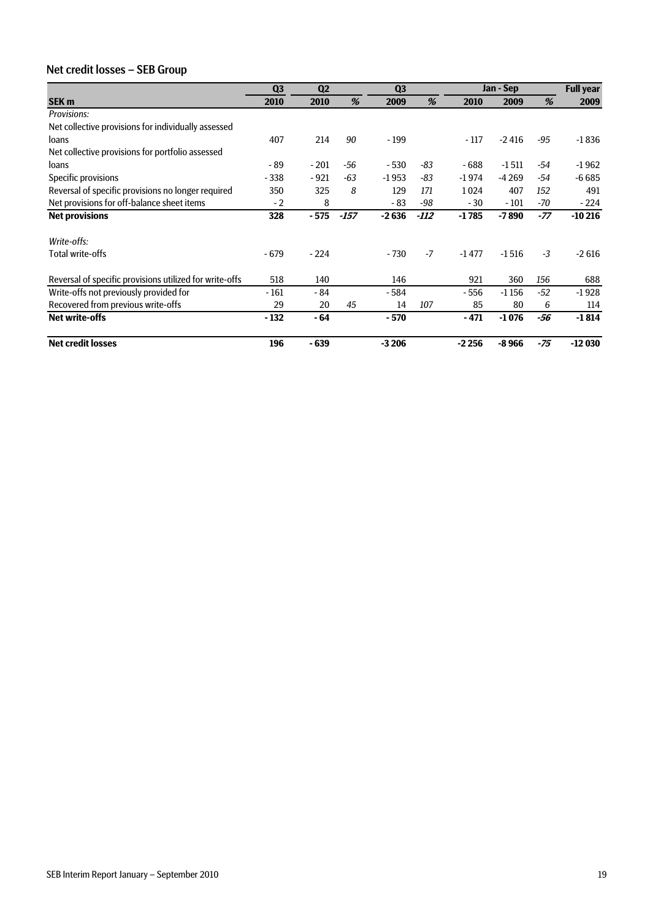## Net credit losses – SEB Group

| | Q3 | Q2 | | Q3 | | Jan - Sep | | | Full year |
|---|---|---|---|---|---|---|---|---|---|
| **SEK m** | **2010** | **2010** | ***%*** | **2009** | ***%*** | **2010** | **2009** | ***%*** | **2009** |
| *Provisions:* | | | | | | | | | |
| Net collective provisions for individually assessed loans | 407 | 214 | *90* | - 199 | | - 117 | -2 416 | *-95* | -1 836 |
| Net collective provisions for portfolio assessed loans | - 89 | - 201 | *-56* | - 530 | *-83* | - 688 | -1 511 | *-54* | -1 962 |
| Specific provisions | - 338 | - 921 | *-63* | -1 953 | *-83* | -1 974 | -4 269 | *-54* | -6 685 |
| Reversal of specific provisions no longer required | 350 | 325 | *8* | 129 | *171* | 1 024 | 407 | *152* | 491 |
| Net provisions for off-balance sheet items | - 2 | 8 | | - 83 | *-98* | - 30 | - 101 | *-70* | - 224 |
| **Net provisions** | **328** | **- 575** | ***-157*** | **-2 636** | ***-112*** | **-1 785** | **-7 890** | ***-77*** | **-10 216** |
| | | | | | | | | | |
| *Write-offs:* | | | | | | | | | |
| Total write-offs | - 679 | - 224 | | - 730 | *-7* | -1 477 | -1 516 | *-3* | -2 616 |
| | | | | | | | | | |
| Reversal of specific provisions utilized for write-offs | 518 | 140 | | 146 | | 921 | 360 | *156* | 688 |
| Write-offs not previously provided for | - 161 | - 84 | | - 584 | | - 556 | -1 156 | *-52* | -1 928 |
| Recovered from previous write-offs | 29 | 20 | *45* | 14 | *107* | 85 | 80 | *6* | 114 |
| **Net write-offs** | **- 132** | **- 64** | | **- 570** | | **- 471** | **-1 076** | ***-56*** | **-1 814** |
| | | | | | | | | | |
| **Net credit losses** | **196** | **- 639** | | **-3 206** | | **-2 256** | **-8 966** | ***-75*** | **-12 030** |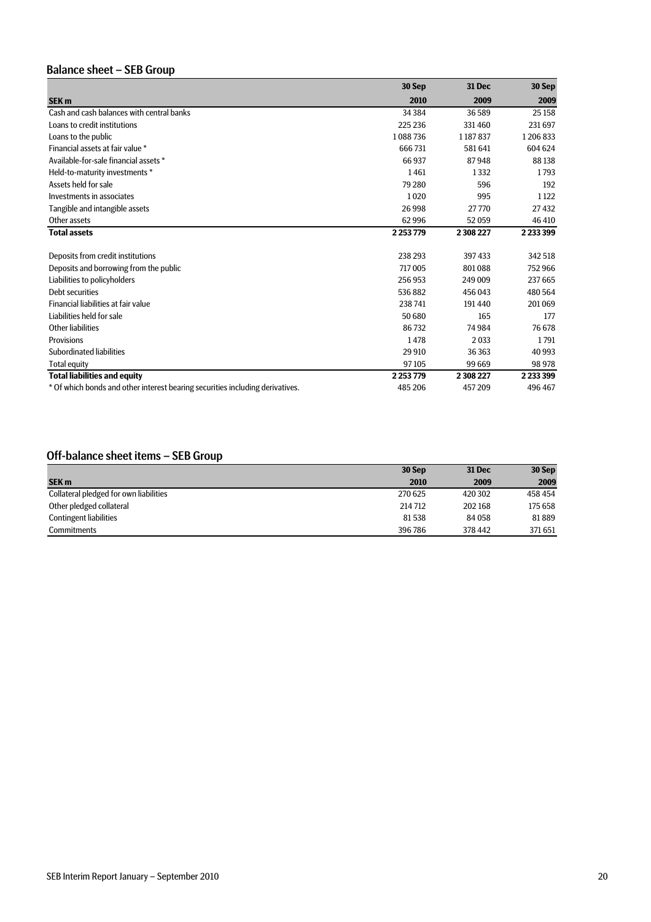## Balance sheet – SEB Group

| SEK m | 30 Sep 2010 | 31 Dec 2009 | 30 Sep 2009 |
|---|---|---|---|
| Cash and cash balances with central banks | 34 384 | 36 589 | 25 158 |
| Loans to credit institutions | 225 236 | 331 460 | 231 697 |
| Loans to the public | 1 088 736 | 1 187 837 | 1 206 833 |
| Financial assets at fair value * | 666 731 | 581 641 | 604 624 |
| Available-for-sale financial assets * | 66 937 | 87 948 | 88 138 |
| Held-to-maturity investments * | 1 461 | 1 332 | 1 793 |
| Assets held for sale | 79 280 | 596 | 192 |
| Investments in associates | 1 020 | 995 | 1 122 |
| Tangible and intangible assets | 26 998 | 27 770 | 27 432 |
| Other assets | 62 996 | 52 059 | 46 410 |
| **Total assets** | **2 253 779** | **2 308 227** | **2 233 399** |
| | | | |
| Deposits from credit institutions | 238 293 | 397 433 | 342 518 |
| Deposits and borrowing from the public | 717 005 | 801 088 | 752 966 |
| Liabilities to policyholders | 256 953 | 249 009 | 237 665 |
| Debt securities | 536 882 | 456 043 | 480 564 |
| Financial liabilities at fair value | 238 741 | 191 440 | 201 069 |
| Liabilities held for sale | 50 680 | 165 | 177 |
| Other liabilities | 86 732 | 74 984 | 76 678 |
| Provisions | 1 478 | 2 033 | 1 791 |
| Subordinated liabilities | 29 910 | 36 363 | 40 993 |
| Total equity | 97 105 | 99 669 | 98 978 |
| **Total liabilities and equity** | **2 253 779** | **2 308 227** | **2 233 399** |
| * Of which bonds and other interest bearing securities including derivatives. | 485 206 | 457 209 | 496 467 |

## Off-balance sheet items – SEB Group

| SEK m | 30 Sep 2010 | 31 Dec 2009 | 30 Sep 2009 |
|---|---|---|---|
| Collateral pledged for own liabilities | 270 625 | 420 302 | 458 454 |
| Other pledged collateral | 214 712 | 202 168 | 175 658 |
| Contingent liabilities | 81 538 | 84 058 | 81 889 |
| Commitments | 396 786 | 378 442 | 371 651 |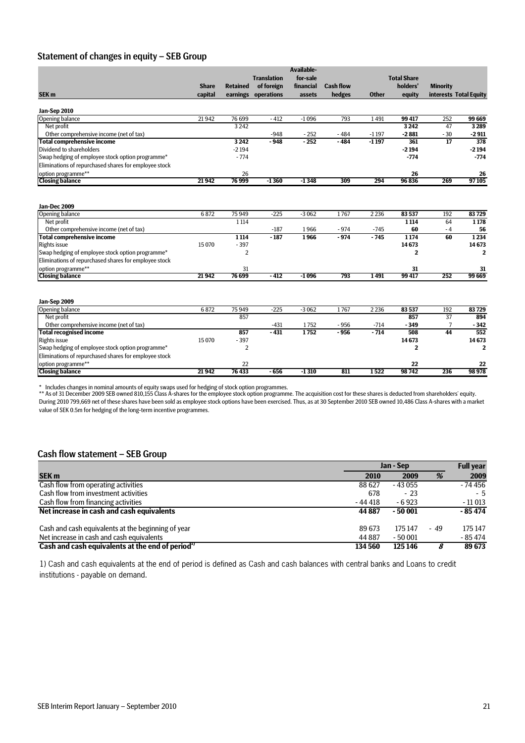## Statement of changes in equity – SEB Group

| SEK m | Share capital | Retained earnings | Translation of foreign operations | Available-for-sale financial assets | Cash flow hedges | Other | Total Share holders' equity | Minority interests | Total Equity |
|---|---|---|---|---|---|---|---|---|---|
| **Jan-Sep 2010** | | | | | | | | | |
| Opening balance | 21 942 | 76 699 | - 412 | -1 096 | 793 | 1 491 | **99 417** | 252 | **99 669** |
| Net profit | | 3 242 | | | | | **3 242** | 47 | **3 289** |
| Other comprehensive income (net of tax) | | | -948 | - 252 | - 484 | -1 197 | **-2 881** | - 30 | **-2 911** |
| **Total comprehensive income** | | **3 242** | **- 948** | **- 252** | **- 484** | **-1 197** | **361** | **17** | **378** |
| Dividend to shareholders | | -2 194 | | | | | **-2 194** | | **-2 194** |
| Swap hedging of employee stock option programme* | | - 774 | | | | | **-774** | | **-774** |
| Eliminations of repurchased shares for employee stock option programme** | | 26 | | | | | **26** | | **26** |
| **Closing balance** | **21 942** | **76 999** | **-1 360** | **-1 348** | **309** | **294** | **96 836** | **269** | **97 105** |
| **Jan-Dec 2009** | | | | | | | | | |
| Opening balance | 6 872 | 75 949 | -225 | -3 062 | 1 767 | 2 236 | **83 537** | 192 | **83 729** |
| Net profit | | 1 114 | | | | | **1 114** | 64 | **1 178** |
| Other comprehensive income (net of tax) | | | -187 | 1 966 | - 974 | -745 | **60** | - 4 | **56** |
| **Total comprehensive income** | | **1 114** | **- 187** | **1 966** | **- 974** | **- 745** | **1 174** | **60** | **1 234** |
| Rights issue | 15 070 | - 397 | | | | | **14 673** | | **14 673** |
| Swap hedging of employee stock option programme* | | 2 | | | | | **2** | | **2** |
| Eliminations of repurchased shares for employee stock option programme** | | 31 | | | | | **31** | | **31** |
| **Closing balance** | **21 942** | **76 699** | **- 412** | **-1 096** | **793** | **1 491** | **99 417** | **252** | **99 669** |
| **Jan-Sep 2009** | | | | | | | | | |
| Opening balance | 6 872 | 75 949 | -225 | -3 062 | 1 767 | 2 236 | **83 537** | 192 | **83 729** |
| Net profit | | 857 | | | | | **857** | 37 | **894** |
| Other comprehensive income (net of tax) | | | -431 | 1 752 | - 956 | -714 | **- 349** | 7 | **- 342** |
| **Total recognised income** | | **857** | **- 431** | **1 752** | **- 956** | **- 714** | **508** | **44** | **552** |
| Rights issue | 15 070 | - 397 | | | | | **14 673** | | **14 673** |
| Swap hedging of employee stock option programme* | | 2 | | | | | **2** | | **2** |
| Eliminations of repurchased shares for employee stock option programme** | | 22 | | | | | **22** | | **22** |
| **Closing balance** | **21 942** | **76 433** | **- 656** | **-1 310** | **811** | **1 522** | **98 742** | **236** | **98 978** |

\* Includes changes in nominal amounts of equity swaps used for hedging of stock option programmes.
** As of 31 December 2009 SEB owned 810,155 Class A-shares for the employee stock option programme. The acquisition cost for these shares is deducted from shareholders' equity. During 2010 799,669 net of these shares have been sold as employee stock options have been exercised. Thus, as at 30 September 2010 SEB owned 10,486 Class A-shares with a market value of SEK 0.5m for hedging of the long-term incentive programmes.

## Cash flow statement – SEB Group

| SEK m | Jan - Sep 2010 | Jan - Sep 2009 | % | Full year 2009 |
|---|---|---|---|---|
| Cash flow from operating activities | 88 627 | - 43 055 | | - 74 456 |
| Cash flow from investment activities | 678 | - 23 | | - 5 |
| Cash flow from financing activities | - 44 418 | - 6 923 | | - 11 013 |
| **Net increase in cash and cash equivalents** | **44 887** | **- 50 001** | | **- 85 474** |
| Cash and cash equivalents at the beginning of year | 89 673 | 175 147 | *- 49* | 175 147 |
| Net increase in cash and cash equivalents | 44 887 | - 50 001 | | - 85 474 |
| **Cash and cash equivalents at the end of period[1)]** | **134 560** | **125 146** | ***8*** | **89 673** |

1) Cash and cash equivalents at the end of period is defined as Cash and cash balances with central banks and Loans to credit institutions - payable on demand.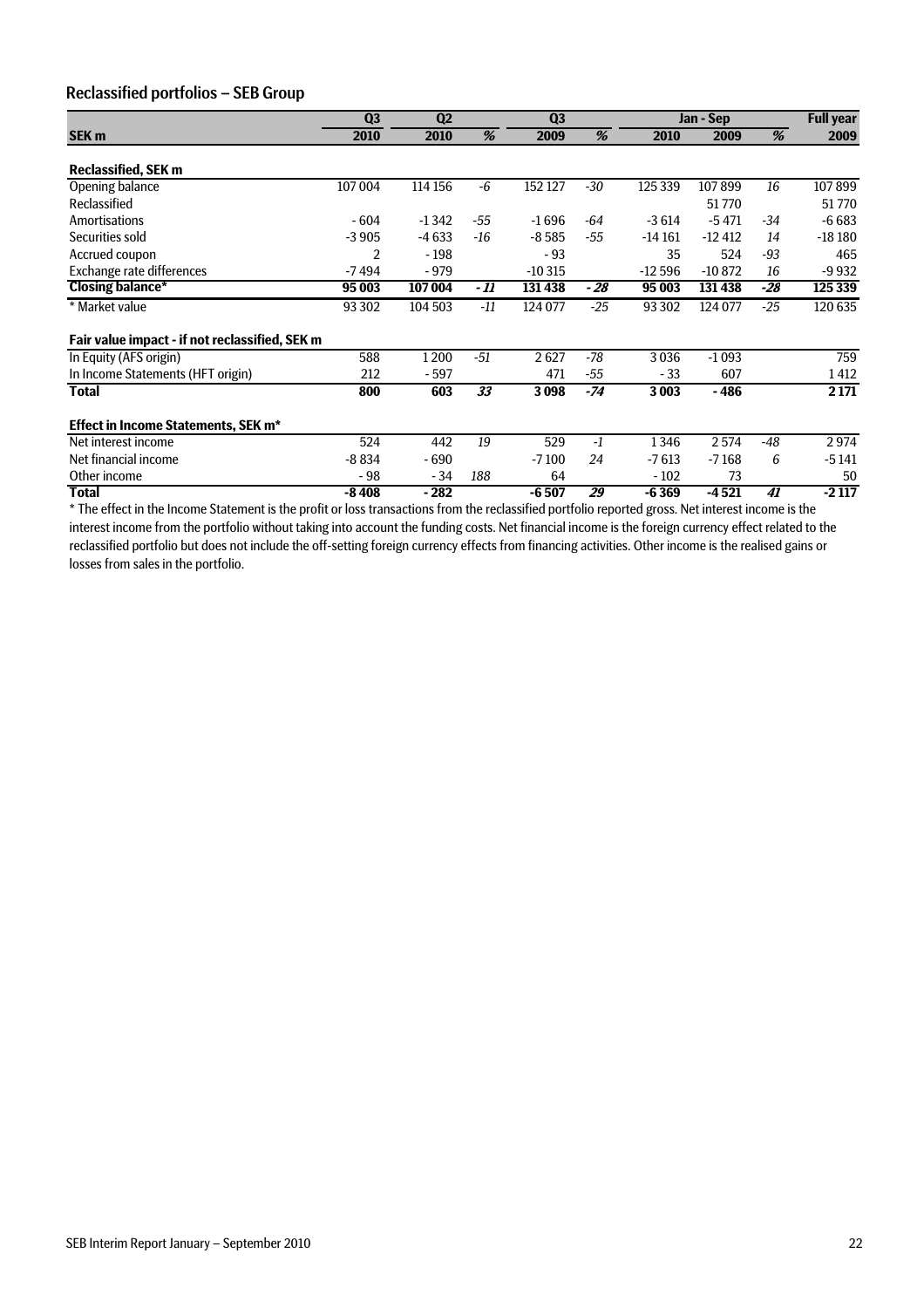## Reclassified portfolios – SEB Group

| SEK m | Q3 2010 | Q2 2010 | % | Q3 2009 | % | Jan - Sep 2010 | Jan - Sep 2009 | % | Full year 2009 |
|---|---|---|---|---|---|---|---|---|---|
| **Reclassified, SEK m** | | | | | | | | | |
| Opening balance | 107 004 | 114 156 | -6 | 152 127 | -30 | 125 339 | 107 899 | 16 | 107 899 |
| Reclassified | | | | | | | 51 770 | | 51 770 |
| Amortisations | - 604 | -1 342 | -55 | -1 696 | -64 | -3 614 | -5 471 | -34 | -6 683 |
| Securities sold | -3 905 | -4 633 | -16 | -8 585 | -55 | -14 161 | -12 412 | 14 | -18 180 |
| Accrued coupon | 2 | - 198 | | - 93 | | 35 | 524 | -93 | 465 |
| Exchange rate differences | -7 494 | - 979 | | -10 315 | | -12 596 | -10 872 | 16 | -9 932 |
| **Closing balance*** | **95 003** | **107 004** | ***- 11*** | **131 438** | ***- 28*** | **95 003** | **131 438** | ***-28*** | **125 339** |
| * Market value | 93 302 | 104 503 | -11 | 124 077 | -25 | 93 302 | 124 077 | -25 | 120 635 |
| **Fair value impact - if not reclassified, SEK m** | | | | | | | | | |
| In Equity (AFS origin) | 588 | 1 200 | -51 | 2 627 | -78 | 3 036 | -1 093 | | 759 |
| In Income Statements (HFT origin) | 212 | - 597 | | 471 | -55 | - 33 | 607 | | 1 412 |
| **Total** | **800** | **603** | ***33*** | **3 098** | ***-74*** | **3 003** | **- 486** | | **2 171** |
| **Effect in Income Statements, SEK m*** | | | | | | | | | |
| Net interest income | 524 | 442 | 19 | 529 | -1 | 1 346 | 2 574 | -48 | 2 974 |
| Net financial income | -8 834 | - 690 | | -7 100 | 24 | -7 613 | -7 168 | 6 | -5 141 |
| Other income | - 98 | - 34 | 188 | 64 | | - 102 | 73 | | 50 |
| **Total** | **-8 408** | **- 282** | | **-6 507** | ***29*** | **-6 369** | **-4 521** | ***41*** | **-2 117** |

* The effect in the Income Statement is the profit or loss transactions from the reclassified portfolio reported gross. Net interest income is the interest income from the portfolio without taking into account the funding costs. Net financial income is the foreign currency effect related to the reclassified portfolio but does not include the off-setting foreign currency effects from financing activities. Other income is the realised gains or losses from sales in the portfolio.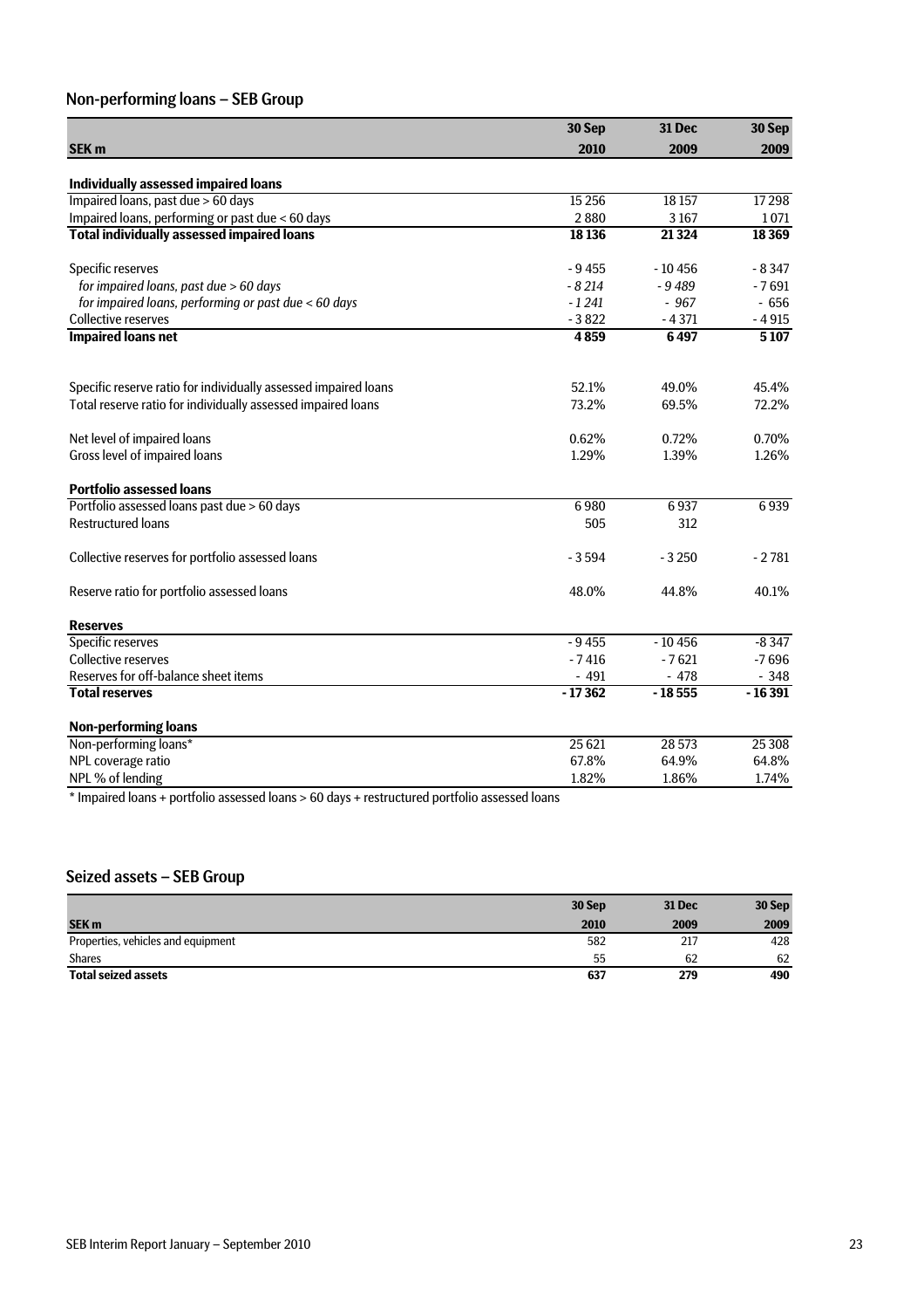## Non-performing loans – SEB Group

| SEK m | 30 Sep 2010 | 31 Dec 2009 | 30 Sep 2009 |
|---|---|---|---|
| **Individually assessed impaired loans** | | | |
| Impaired loans, past due > 60 days | 15 256 | 18 157 | 17 298 |
| Impaired loans, performing or past due < 60 days | 2 880 | 3 167 | 1 071 |
| **Total individually assessed impaired loans** | **18 136** | **21 324** | **18 369** |
| Specific reserves | - 9 455 | - 10 456 | - 8 347 |
| *for impaired loans, past due > 60 days* | *- 8 214* | *- 9 489* | - 7 691 |
| *for impaired loans, performing or past due < 60 days* | *- 1 241* | *- 967* | - 656 |
| Collective reserves | - 3 822 | - 4 371 | - 4 915 |
| **Impaired loans net** | **4 859** | **6 497** | **5 107** |
| Specific reserve ratio for individually assessed impaired loans | 52.1% | 49.0% | 45.4% |
| Total reserve ratio for individually assessed impaired loans | 73.2% | 69.5% | 72.2% |
| Net level of impaired loans | 0.62% | 0.72% | 0.70% |
| Gross level of impaired loans | 1.29% | 1.39% | 1.26% |
| **Portfolio assessed loans** | | | |
| Portfolio assessed loans past due > 60 days | 6 980 | 6 937 | 6 939 |
| Restructured loans | 505 | 312 | |
| Collective reserves for portfolio assessed loans | - 3 594 | - 3 250 | - 2 781 |
| Reserve ratio for portfolio assessed loans | 48.0% | 44.8% | 40.1% |
| **Reserves** | | | |
| Specific reserves | - 9 455 | - 10 456 | -8 347 |
| Collective reserves | - 7 416 | - 7 621 | -7 696 |
| Reserves for off-balance sheet items | - 491 | - 478 | - 348 |
| **Total reserves** | **- 17 362** | **- 18 555** | **- 16 391** |
| **Non-performing loans** | | | |
| Non-performing loans* | 25 621 | 28 573 | 25 308 |
| NPL coverage ratio | 67.8% | 64.9% | 64.8% |
| NPL % of lending | 1.82% | 1.86% | 1.74% |

* Impaired loans + portfolio assessed loans > 60 days + restructured portfolio assessed loans

## Seized assets – SEB Group

| SEK m | 30 Sep 2010 | 31 Dec 2009 | 30 Sep 2009 |
|---|---|---|---|
| Properties, vehicles and equipment | 582 | 217 | 428 |
| Shares | 55 | 62 | 62 |
| **Total seized assets** | **637** | **279** | **490** |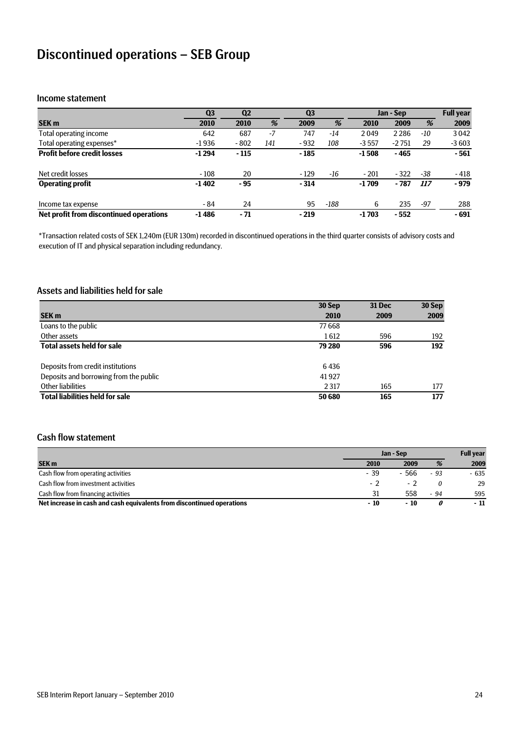# Discontinued operations – SEB Group

## Income statement

| | Q3 | Q2 | | Q3 | | Jan - Sep | | | Full year |
|---|---|---|---|---|---|---|---|---|---|
| **SEK m** | **2010** | **2010** | **%** | **2009** | **%** | **2010** | **2009** | **%** | **2009** |
| Total operating income | 642 | 687 | -7 | 747 | -14 | 2 049 | 2 286 | -10 | 3 042 |
| Total operating expenses* | -1 936 | - 802 | 141 | - 932 | 108 | -3 557 | -2 751 | 29 | -3 603 |
| **Profit before credit losses** | **-1 294** | **- 115** | | **- 185** | | **-1 508** | **- 465** | | **- 561** |
| Net credit losses | - 108 | 20 | | - 129 | -16 | - 201 | - 322 | -38 | - 418 |
| **Operating profit** | **-1 402** | **- 95** | | **- 314** | | **-1 709** | **- 787** | **117** | **- 979** |
| Income tax expense | - 84 | 24 | | 95 | -188 | 6 | 235 | -97 | 288 |
| **Net profit from discontinued operations** | **-1 486** | **- 71** | | **- 219** | | **-1 703** | **- 552** | | **- 691** |

*Transaction related costs of SEK 1,240m (EUR 130m) recorded in discontinued operations in the third quarter consists of advisory costs and execution of IT and physical separation including redundancy.

## Assets and liabilities held for sale

| SEK m | 30 Sep 2010 | 31 Dec 2009 | 30 Sep 2009 |
|---|---|---|---|
| Loans to the public | 77 668 | | |
| Other assets | 1 612 | 596 | 192 |
| **Total assets held for sale** | **79 280** | **596** | **192** |
| Deposits from credit institutions | 6 436 | | |
| Deposits and borrowing from the public | 41 927 | | |
| Other liabilities | 2 317 | 165 | 177 |
| **Total liabilities held for sale** | **50 680** | **165** | **177** |

## Cash flow statement

| | Jan - Sep | | | Full year |
|---|---|---|---|---|
| **SEK m** | **2010** | **2009** | **%** | **2009** |
| Cash flow from operating activities | - 39 | - 566 | - 93 | - 635 |
| Cash flow from investment activities | - 2 | - 2 | 0 | 29 |
| Cash flow from financing activities | 31 | 558 | - 94 | 595 |
| **Net increase in cash and cash equivalents from discontinued operations** | **- 10** | **- 10** | **0** | **- 11** |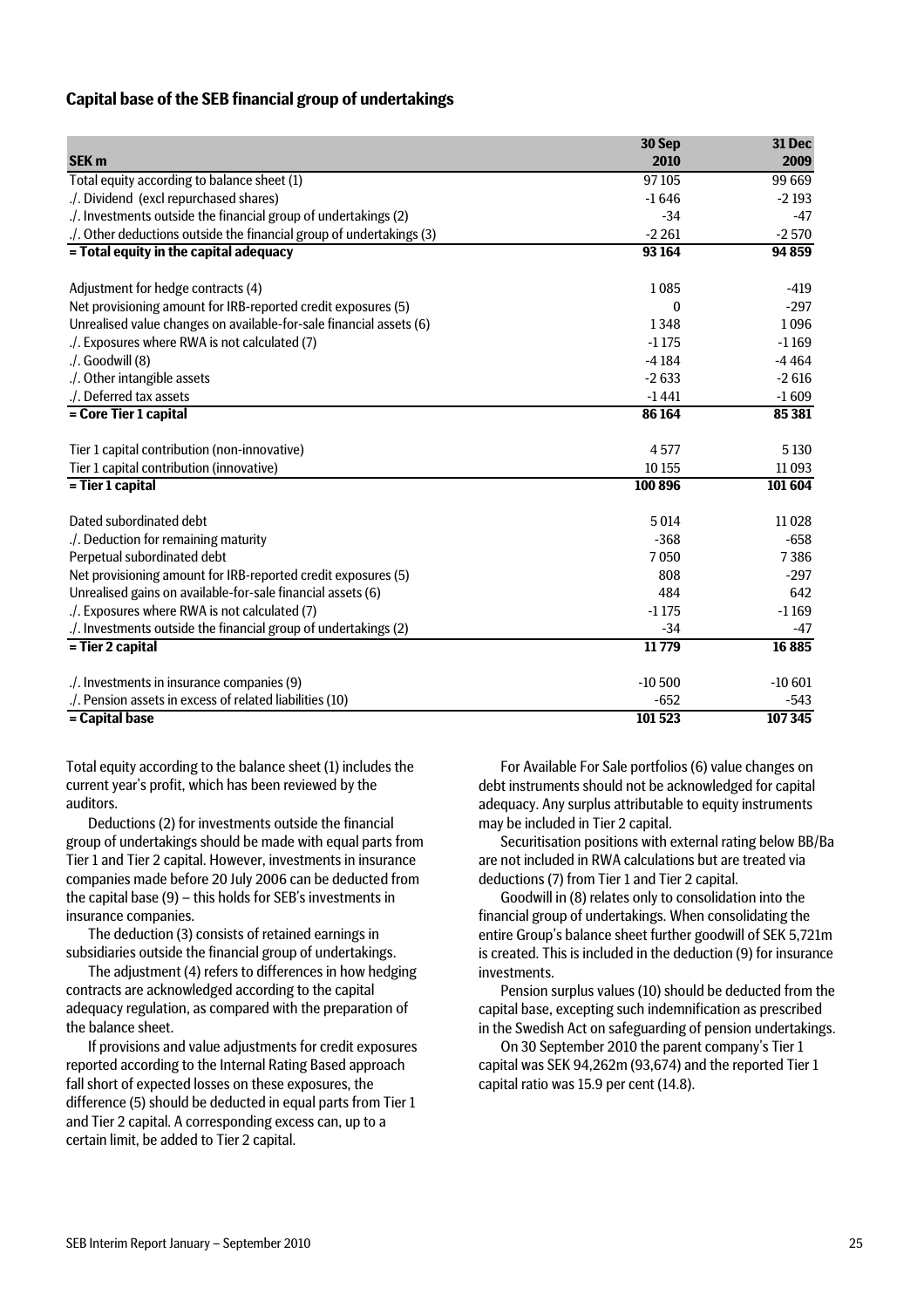## Capital base of the SEB financial group of undertakings

| SEK m | 30 Sep 2010 | 31 Dec 2009 |
|---|---|---|
| Total equity according to balance sheet (1) | 97 105 | 99 669 |
| ./. Dividend (excl repurchased shares) | -1 646 | -2 193 |
| ./. Investments outside the financial group of undertakings (2) | -34 | -47 |
| ./. Other deductions outside the financial group of undertakings (3) | -2 261 | -2 570 |
| **= Total equity in the capital adequacy** | **93 164** | **94 859** |
| | | |
| Adjustment for hedge contracts (4) | 1 085 | -419 |
| Net provisioning amount for IRB-reported credit exposures (5) | 0 | -297 |
| Unrealised value changes on available-for-sale financial assets (6) | 1 348 | 1 096 |
| ./. Exposures where RWA is not calculated (7) | -1 175 | -1 169 |
| ./. Goodwill (8) | -4 184 | -4 464 |
| ./. Other intangible assets | -2 633 | -2 616 |
| ./. Deferred tax assets | -1 441 | -1 609 |
| **= Core Tier 1 capital** | **86 164** | **85 381** |
| | | |
| Tier 1 capital contribution (non-innovative) | 4 577 | 5 130 |
| Tier 1 capital contribution (innovative) | 10 155 | 11 093 |
| **= Tier 1 capital** | **100 896** | **101 604** |
| | | |
| Dated subordinated debt | 5 014 | 11 028 |
| ./. Deduction for remaining maturity | -368 | -658 |
| Perpetual subordinated debt | 7 050 | 7 386 |
| Net provisioning amount for IRB-reported credit exposures (5) | 808 | -297 |
| Unrealised gains on available-for-sale financial assets (6) | 484 | 642 |
| ./. Exposures where RWA is not calculated (7) | -1 175 | -1 169 |
| ./. Investments outside the financial group of undertakings (2) | -34 | -47 |
| **= Tier 2 capital** | **11 779** | **16 885** |
| | | |
| ./. Investments in insurance companies (9) | -10 500 | -10 601 |
| ./. Pension assets in excess of related liabilities (10) | -652 | -543 |
| **= Capital base** | **101 523** | **107 345** |

Total equity according to the balance sheet (1) includes the current year's profit, which has been reviewed by the auditors.

Deductions (2) for investments outside the financial group of undertakings should be made with equal parts from Tier 1 and Tier 2 capital. However, investments in insurance companies made before 20 July 2006 can be deducted from the capital base (9) – this holds for SEB's investments in insurance companies.

The deduction (3) consists of retained earnings in subsidiaries outside the financial group of undertakings.

The adjustment (4) refers to differences in how hedging contracts are acknowledged according to the capital adequacy regulation, as compared with the preparation of the balance sheet.

If provisions and value adjustments for credit exposures reported according to the Internal Rating Based approach fall short of expected losses on these exposures, the difference (5) should be deducted in equal parts from Tier 1 and Tier 2 capital. A corresponding excess can, up to a certain limit, be added to Tier 2 capital.

For Available For Sale portfolios (6) value changes on debt instruments should not be acknowledged for capital adequacy. Any surplus attributable to equity instruments may be included in Tier 2 capital.

Securitisation positions with external rating below BB/Ba are not included in RWA calculations but are treated via deductions (7) from Tier 1 and Tier 2 capital.

Goodwill in (8) relates only to consolidation into the financial group of undertakings. When consolidating the entire Group's balance sheet further goodwill of SEK 5,721m is created. This is included in the deduction (9) for insurance investments.

Pension surplus values (10) should be deducted from the capital base, excepting such indemnification as prescribed in the Swedish Act on safeguarding of pension undertakings.

On 30 September 2010 the parent company's Tier 1 capital was SEK 94,262m (93,674) and the reported Tier 1 capital ratio was 15.9 per cent (14.8).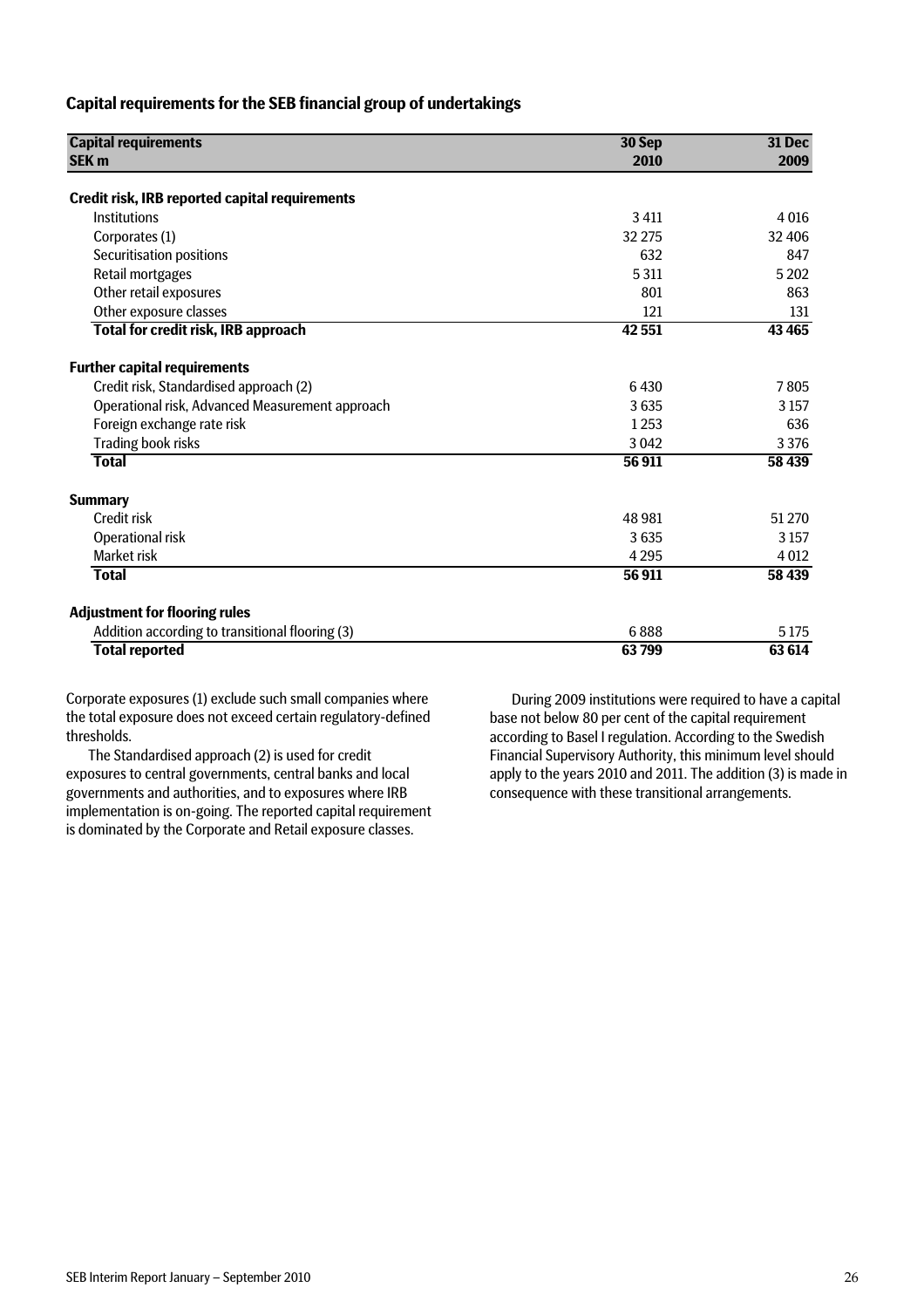## Capital requirements for the SEB financial group of undertakings

| Capital requirements<br>SEK m | 30 Sep<br>2010 | 31 Dec<br>2009 |
|---|---|---|
| **Credit risk, IRB reported capital requirements** | | |
| Institutions | 3 411 | 4 016 |
| Corporates (1) | 32 275 | 32 406 |
| Securitisation positions | 632 | 847 |
| Retail mortgages | 5 311 | 5 202 |
| Other retail exposures | 801 | 863 |
| Other exposure classes | 121 | 131 |
| **Total for credit risk, IRB approach** | **42 551** | **43 465** |
| **Further capital requirements** | | |
| Credit risk, Standardised approach (2) | 6 430 | 7 805 |
| Operational risk, Advanced Measurement approach | 3 635 | 3 157 |
| Foreign exchange rate risk | 1 253 | 636 |
| Trading book risks | 3 042 | 3 376 |
| **Total** | **56 911** | **58 439** |
| **Summary** | | |
| Credit risk | 48 981 | 51 270 |
| Operational risk | 3 635 | 3 157 |
| Market risk | 4 295 | 4 012 |
| **Total** | **56 911** | **58 439** |
| **Adjustment for flooring rules** | | |
| Addition according to transitional flooring (3) | 6 888 | 5 175 |
| **Total reported** | **63 799** | **63 614** |

Corporate exposures (1) exclude such small companies where the total exposure does not exceed certain regulatory-defined thresholds.

The Standardised approach (2) is used for credit exposures to central governments, central banks and local governments and authorities, and to exposures where IRB implementation is on-going. The reported capital requirement is dominated by the Corporate and Retail exposure classes.

During 2009 institutions were required to have a capital base not below 80 per cent of the capital requirement according to Basel I regulation. According to the Swedish Financial Supervisory Authority, this minimum level should apply to the years 2010 and 2011. The addition (3) is made in consequence with these transitional arrangements.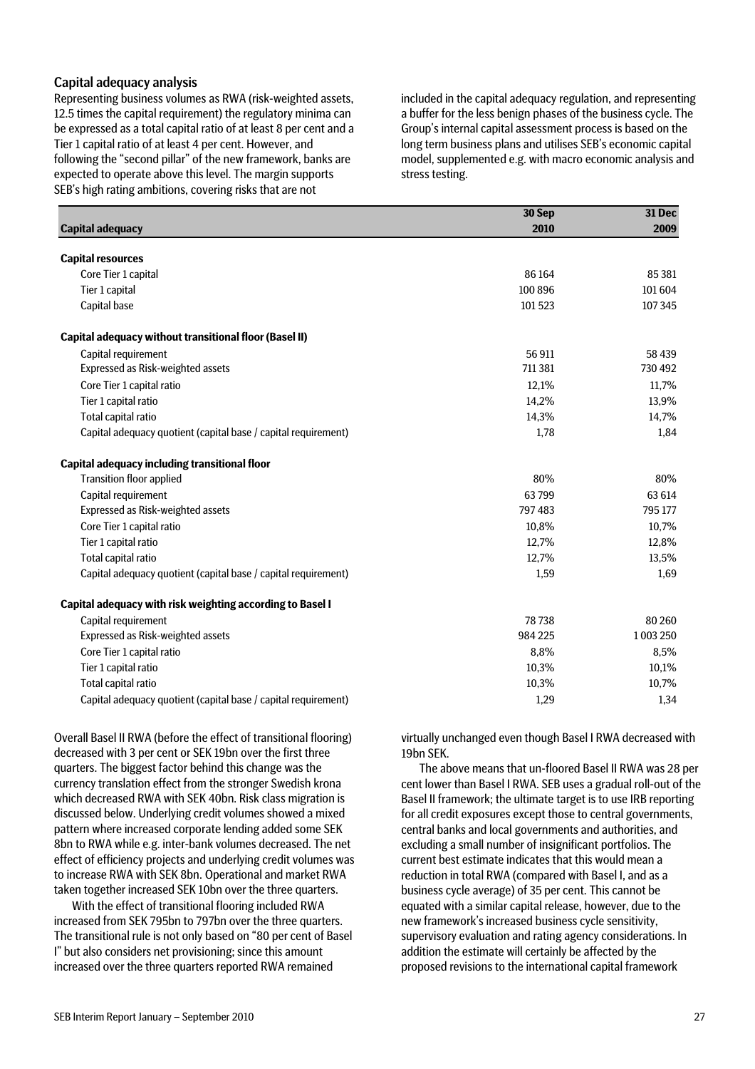## Capital adequacy analysis

Representing business volumes as RWA (risk-weighted assets, 12.5 times the capital requirement) the regulatory minima can be expressed as a total capital ratio of at least 8 per cent and a Tier 1 capital ratio of at least 4 per cent. However, and following the "second pillar" of the new framework, banks are expected to operate above this level. The margin supports SEB's high rating ambitions, covering risks that are not included in the capital adequacy regulation, and representing a buffer for the less benign phases of the business cycle. The Group's internal capital assessment process is based on the long term business plans and utilises SEB's economic capital model, supplemented e.g. with macro economic analysis and stress testing.

| Capital adequacy | 30 Sep 2010 | 31 Dec 2009 |
|---|---|---|
| **Capital resources** | | |
| Core Tier 1 capital | 86 164 | 85 381 |
| Tier 1 capital | 100 896 | 101 604 |
| Capital base | 101 523 | 107 345 |
| **Capital adequacy without transitional floor (Basel II)** | | |
| Capital requirement | 56 911 | 58 439 |
| Expressed as Risk-weighted assets | 711 381 | 730 492 |
| Core Tier 1 capital ratio | 12,1% | 11,7% |
| Tier 1 capital ratio | 14,2% | 13,9% |
| Total capital ratio | 14,3% | 14,7% |
| Capital adequacy quotient (capital base / capital requirement) | 1,78 | 1,84 |
| **Capital adequacy including transitional floor** | | |
| Transition floor applied | 80% | 80% |
| Capital requirement | 63 799 | 63 614 |
| Expressed as Risk-weighted assets | 797 483 | 795 177 |
| Core Tier 1 capital ratio | 10,8% | 10,7% |
| Tier 1 capital ratio | 12,7% | 12,8% |
| Total capital ratio | 12,7% | 13,5% |
| Capital adequacy quotient (capital base / capital requirement) | 1,59 | 1,69 |
| **Capital adequacy with risk weighting according to Basel I** | | |
| Capital requirement | 78 738 | 80 260 |
| Expressed as Risk-weighted assets | 984 225 | 1 003 250 |
| Core Tier 1 capital ratio | 8,8% | 8,5% |
| Tier 1 capital ratio | 10,3% | 10,1% |
| Total capital ratio | 10,3% | 10,7% |
| Capital adequacy quotient (capital base / capital requirement) | 1,29 | 1,34 |

Overall Basel II RWA (before the effect of transitional flooring) decreased with 3 per cent or SEK 19bn over the first three quarters. The biggest factor behind this change was the currency translation effect from the stronger Swedish krona which decreased RWA with SEK 40bn. Risk class migration is discussed below. Underlying credit volumes showed a mixed pattern where increased corporate lending added some SEK 8bn to RWA while e.g. inter-bank volumes decreased. The net effect of efficiency projects and underlying credit volumes was to increase RWA with SEK 8bn. Operational and market RWA taken together increased SEK 10bn over the three quarters.

With the effect of transitional flooring included RWA increased from SEK 795bn to 797bn over the three quarters. The transitional rule is not only based on "80 per cent of Basel I" but also considers net provisioning; since this amount increased over the three quarters reported RWA remained virtually unchanged even though Basel I RWA decreased with 19bn SEK.

The above means that un-floored Basel II RWA was 28 per cent lower than Basel I RWA. SEB uses a gradual roll-out of the Basel II framework; the ultimate target is to use IRB reporting for all credit exposures except those to central governments, central banks and local governments and authorities, and excluding a small number of insignificant portfolios. The current best estimate indicates that this would mean a reduction in total RWA (compared with Basel I, and as a business cycle average) of 35 per cent. This cannot be equated with a similar capital release, however, due to the new framework's increased business cycle sensitivity, supervisory evaluation and rating agency considerations. In addition the estimate will certainly be affected by the proposed revisions to the international capital framework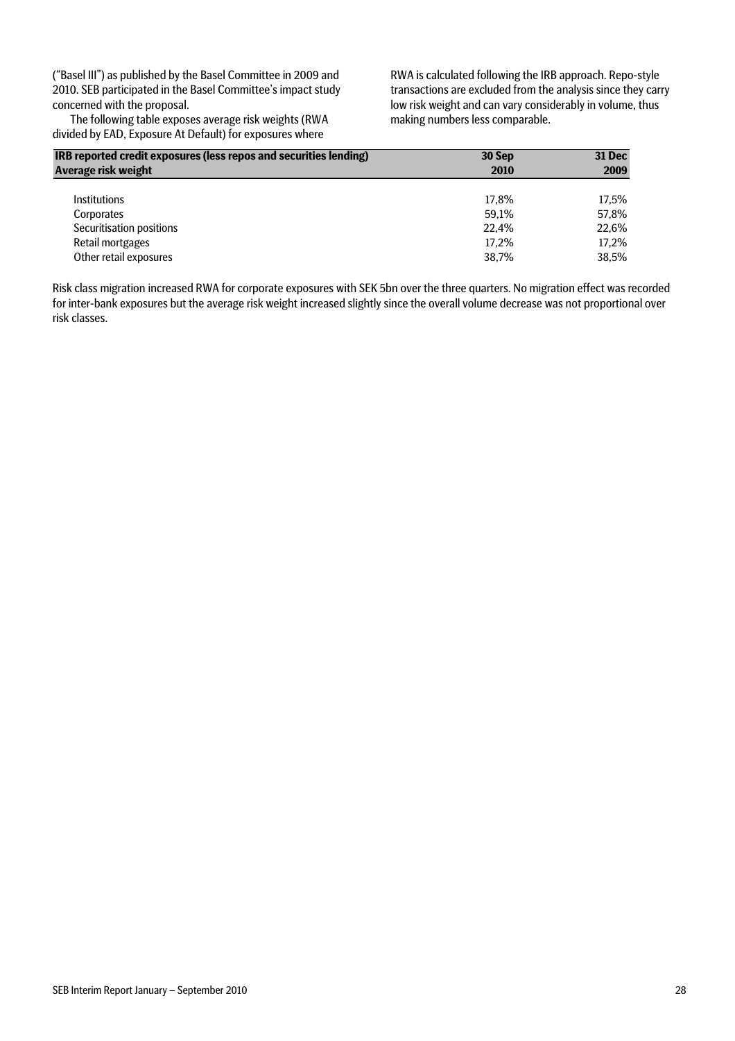("Basel III") as published by the Basel Committee in 2009 and 2010. SEB participated in the Basel Committee's impact study concerned with the proposal.

The following table exposes average risk weights (RWA divided by EAD, Exposure At Default) for exposures where RWA is calculated following the IRB approach. Repo-style transactions are excluded from the analysis since they carry low risk weight and can vary considerably in volume, thus making numbers less comparable.

| **IRB reported credit exposures (less repos and securities lending)** **Average risk weight** | **30 Sep 2010** | **31 Dec 2009** |
|---|---|---|
| Institutions | 17,8% | 17,5% |
| Corporates | 59,1% | 57,8% |
| Securitisation positions | 22,4% | 22,6% |
| Retail mortgages | 17,2% | 17,2% |
| Other retail exposures | 38,7% | 38,5% |

Risk class migration increased RWA for corporate exposures with SEK 5bn over the three quarters. No migration effect was recorded for inter-bank exposures but the average risk weight increased slightly since the overall volume decrease was not proportional over risk classes.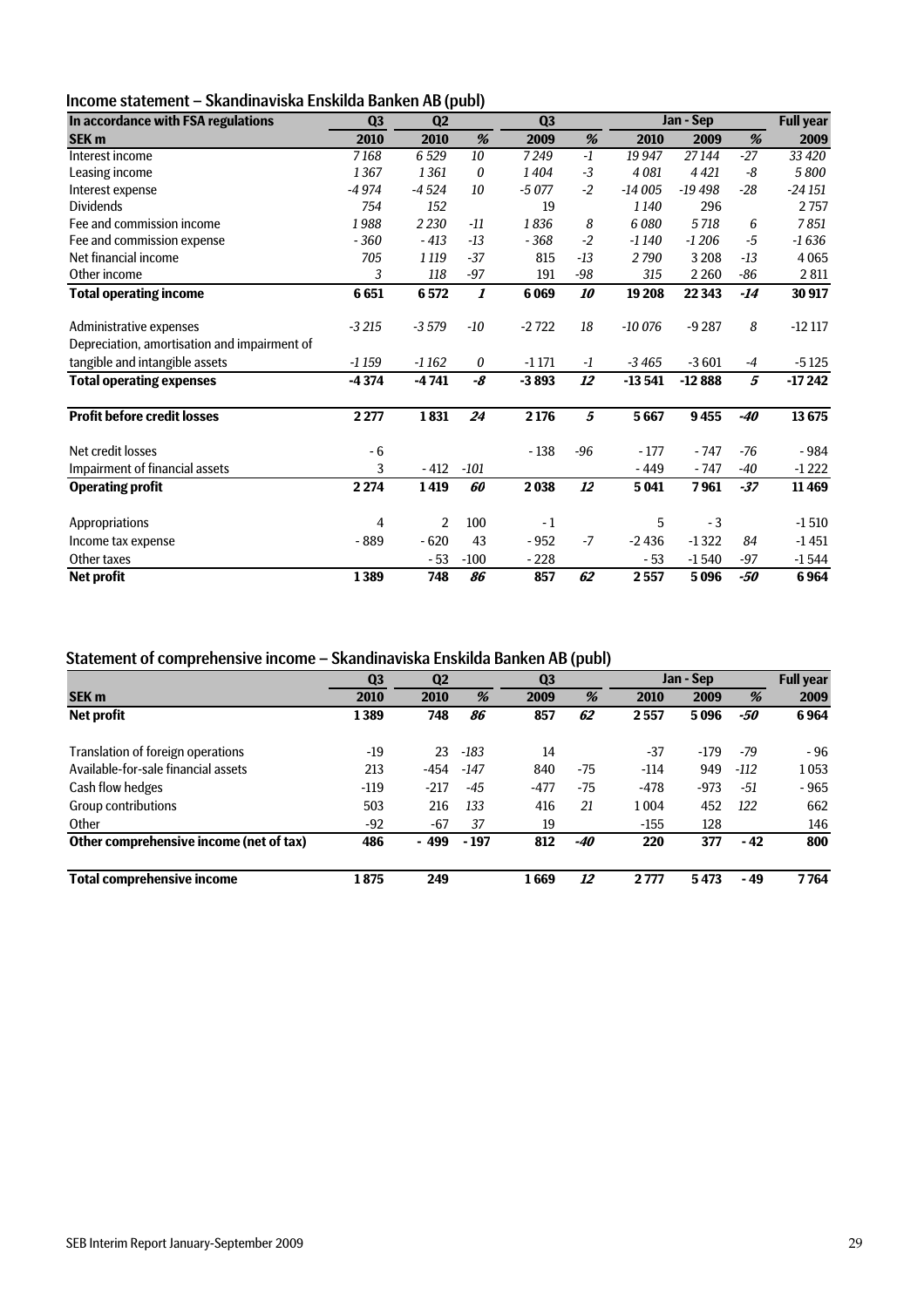## Income statement – Skandinaviska Enskilda Banken AB (publ)

| In accordance with FSA regulations | Q3 | Q2 | | Q3 | | Jan - Sep | | | Full year |
|---|---|---|---|---|---|---|---|---|---|
| **SEK m** | **2010** | **2010** | **%** | **2009** | **%** | **2010** | **2009** | **%** | **2009** |
| Interest income | 7 168 | 6 529 | 10 | 7 249 | -1 | 19 947 | 27 144 | -27 | 33 420 |
| Leasing income | 1 367 | 1 361 | 0 | 1 404 | -3 | 4 081 | 4 421 | -8 | 5 800 |
| Interest expense | -4 974 | -4 524 | 10 | -5 077 | -2 | -14 005 | -19 498 | -28 | -24 151 |
| Dividends | 754 | 152 | | 19 | | 1 140 | 296 | | 2 757 |
| Fee and commission income | 1 988 | 2 230 | -11 | 1 836 | 8 | 6 080 | 5 718 | 6 | 7 851 |
| Fee and commission expense | - 360 | - 413 | -13 | - 368 | -2 | -1 140 | -1 206 | -5 | -1 636 |
| Net financial income | 705 | 1 119 | -37 | 815 | -13 | 2 790 | 3 208 | -13 | 4 065 |
| Other income | 3 | 118 | -97 | 191 | -98 | 315 | 2 260 | -86 | 2 811 |
| **Total operating income** | **6 651** | **6 572** | **1** | **6 069** | **10** | **19 208** | **22 343** | **-14** | **30 917** |
| Administrative expenses | -3 215 | -3 579 | -10 | -2 722 | 18 | -10 076 | -9 287 | 8 | -12 117 |
| Depreciation, amortisation and impairment of tangible and intangible assets | -1 159 | -1 162 | 0 | -1 171 | -1 | -3 465 | -3 601 | -4 | -5 125 |
| **Total operating expenses** | **-4 374** | **-4 741** | **-8** | **-3 893** | **12** | **-13 541** | **-12 888** | **5** | **-17 242** |
| **Profit before credit losses** | **2 277** | **1 831** | **24** | **2 176** | **5** | **5 667** | **9 455** | **-40** | **13 675** |
| Net credit losses | - 6 | | | - 138 | -96 | - 177 | - 747 | -76 | - 984 |
| Impairment of financial assets | 3 | - 412 | -101 | | | - 449 | - 747 | -40 | -1 222 |
| **Operating profit** | **2 274** | **1 419** | **60** | **2 038** | **12** | **5 041** | **7 961** | **-37** | **11 469** |
| Appropriations | 4 | 2 | 100 | - 1 | | 5 | - 3 | | -1 510 |
| Income tax expense | - 889 | - 620 | 43 | - 952 | -7 | -2 436 | -1 322 | 84 | -1 451 |
| Other taxes | | - 53 | -100 | - 228 | | - 53 | -1 540 | -97 | -1 544 |
| **Net profit** | **1 389** | **748** | **86** | **857** | **62** | **2 557** | **5 096** | **-50** | **6 964** |

## Statement of comprehensive income – Skandinaviska Enskilda Banken AB (publ)

| | Q3 | Q2 | | Q3 | | Jan - Sep | | | Full year |
|---|---|---|---|---|---|---|---|---|---|
| **SEK m** | **2010** | **2010** | **%** | **2009** | **%** | **2010** | **2009** | **%** | **2009** |
| **Net profit** | **1 389** | **748** | **86** | **857** | **62** | **2 557** | **5 096** | **-50** | **6 964** |
| Translation of foreign operations | -19 | 23 | -183 | 14 | | -37 | -179 | -79 | - 96 |
| Available-for-sale financial assets | 213 | -454 | -147 | 840 | -75 | -114 | 949 | -112 | 1 053 |
| Cash flow hedges | -119 | -217 | -45 | -477 | -75 | -478 | -973 | -51 | - 965 |
| Group contributions | 503 | 216 | 133 | 416 | 21 | 1 004 | 452 | 122 | 662 |
| Other | -92 | -67 | 37 | 19 | | -155 | 128 | | 146 |
| **Other comprehensive income (net of tax)** | **486** | **- 499** | **- 197** | **812** | **-40** | **220** | **377** | **- 42** | **800** |
| **Total comprehensive income** | **1 875** | **249** | | **1 669** | **12** | **2 777** | **5 473** | **- 49** | **7 764** |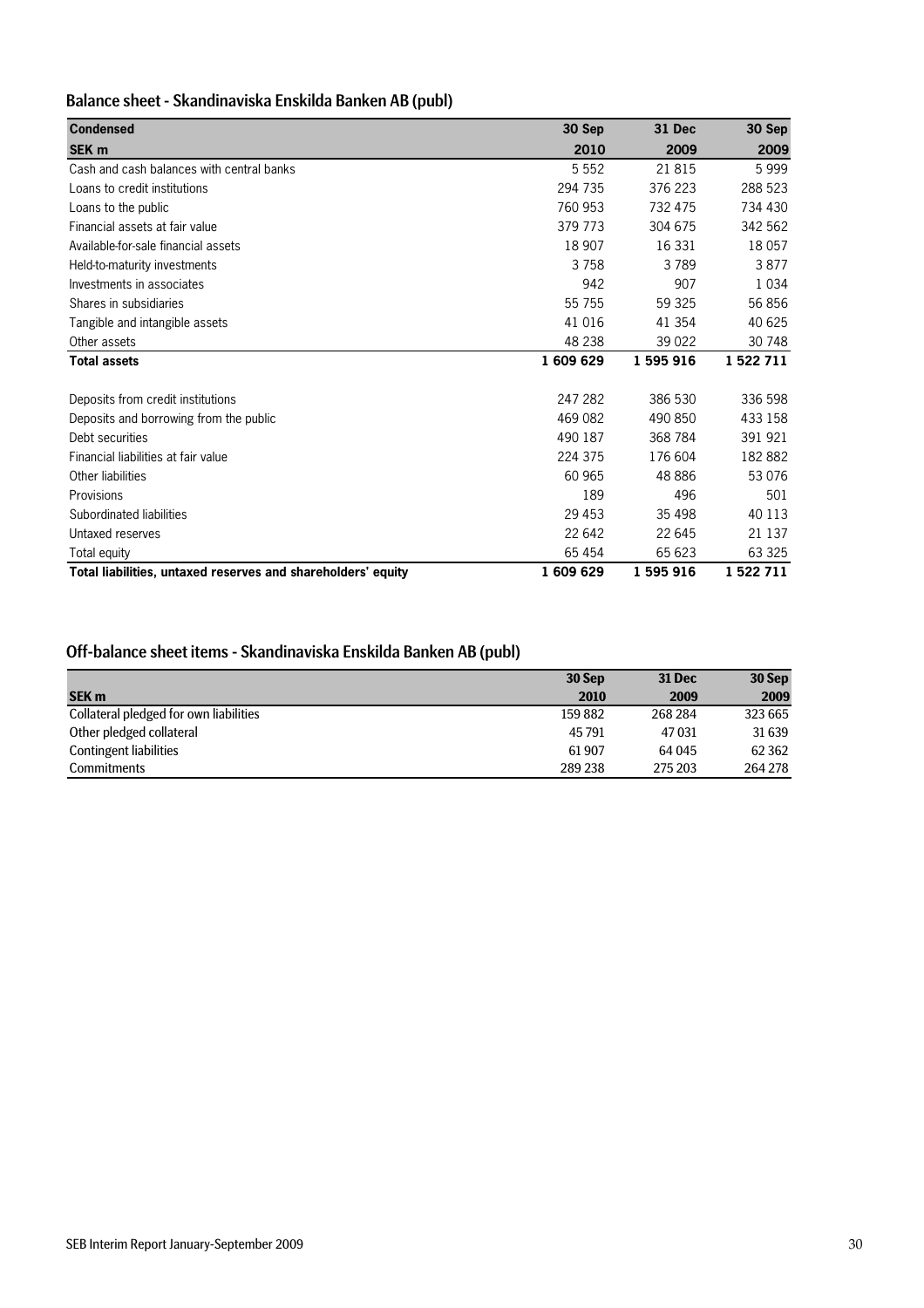## Balance sheet - Skandinaviska Enskilda Banken AB (publ)

| **Condensed** | **30 Sep** | **31 Dec** | **30 Sep** |
|---|---|---|---|
| **SEK m** | **2010** | **2009** | **2009** |
| Cash and cash balances with central banks | 5 552 | 21 815 | 5 999 |
| Loans to credit institutions | 294 735 | 376 223 | 288 523 |
| Loans to the public | 760 953 | 732 475 | 734 430 |
| Financial assets at fair value | 379 773 | 304 675 | 342 562 |
| Available-for-sale financial assets | 18 907 | 16 331 | 18 057 |
| Held-to-maturity investments | 3 758 | 3 789 | 3 877 |
| Investments in associates | 942 | 907 | 1 034 |
| Shares in subsidiaries | 55 755 | 59 325 | 56 856 |
| Tangible and intangible assets | 41 016 | 41 354 | 40 625 |
| Other assets | 48 238 | 39 022 | 30 748 |
| **Total assets** | **1 609 629** | **1 595 916** | **1 522 711** |
| | | | |
| Deposits from credit institutions | 247 282 | 386 530 | 336 598 |
| Deposits and borrowing from the public | 469 082 | 490 850 | 433 158 |
| Debt securities | 490 187 | 368 784 | 391 921 |
| Financial liabilities at fair value | 224 375 | 176 604 | 182 882 |
| Other liabilities | 60 965 | 48 886 | 53 076 |
| Provisions | 189 | 496 | 501 |
| Subordinated liabilities | 29 453 | 35 498 | 40 113 |
| Untaxed reserves | 22 642 | 22 645 | 21 137 |
| Total equity | 65 454 | 65 623 | 63 325 |
| **Total liabilities, untaxed reserves and shareholders' equity** | **1 609 629** | **1 595 916** | **1 522 711** |

## Off-balance sheet items - Skandinaviska Enskilda Banken AB (publ)

| | **30 Sep** | **31 Dec** | **30 Sep** |
|---|---|---|---|
| **SEK m** | **2010** | **2009** | **2009** |
| Collateral pledged for own liabilities | 159 882 | 268 284 | 323 665 |
| Other pledged collateral | 45 791 | 47 031 | 31 639 |
| Contingent liabilities | 61 907 | 64 045 | 62 362 |
| Commitments | 289 238 | 275 203 | 264 278 |